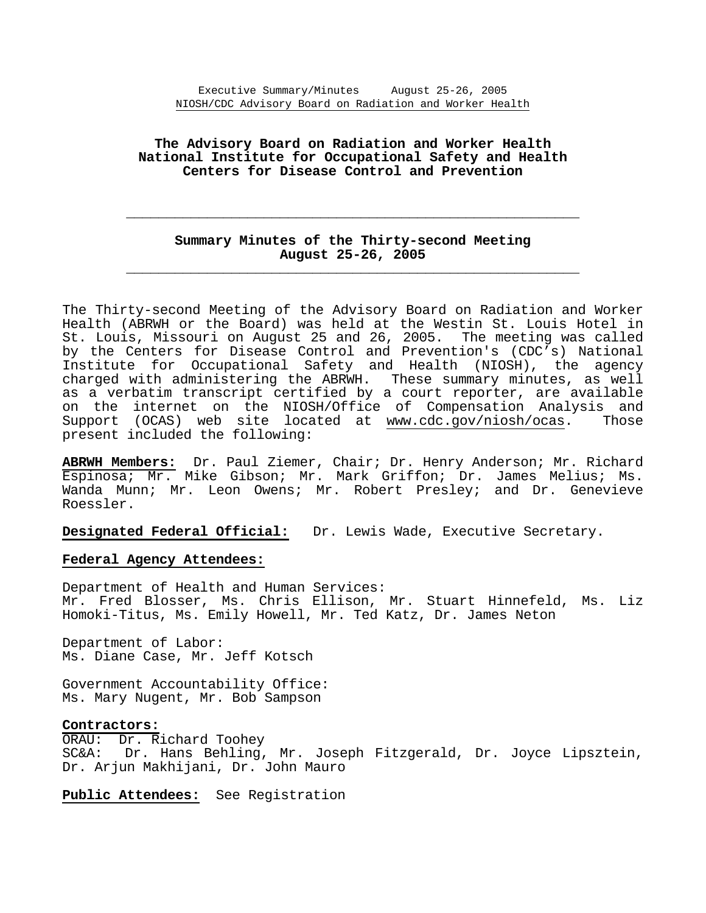**The Advisory Board on Radiation and Worker Health**
**National Institute for Occupational Safety and Health**
**Centers for Disease Control and Prevention**

---

**Summary Minutes of the Thirty-second Meeting**
**August 25-26, 2005**

---

The Thirty-second Meeting of the Advisory Board on Radiation and Worker Health (ABRWH or the Board) was held at the Westin St. Louis Hotel in St. Louis, Missouri on August 25 and 26, 2005. The meeting was called by the Centers for Disease Control and Prevention's (CDC's) National Institute for Occupational Safety and Health (NIOSH), the agency charged with administering the ABRWH. These summary minutes, as well as a verbatim transcript certified by a court reporter, are available on the internet on the NIOSH/Office of Compensation Analysis and Support (OCAS) web site located at www.cdc.gov/niosh/ocas. Those present included the following:

**ABRWH Members:** Dr. Paul Ziemer, Chair; Dr. Henry Anderson; Mr. Richard Espinosa; Mr. Mike Gibson; Mr. Mark Griffon; Dr. James Melius; Ms. Wanda Munn; Mr. Leon Owens; Mr. Robert Presley; and Dr. Genevieve Roessler.

**Designated Federal Official:** Dr. Lewis Wade, Executive Secretary.

**Federal Agency Attendees:**

Department of Health and Human Services:
Mr. Fred Blosser, Ms. Chris Ellison, Mr. Stuart Hinnefeld, Ms. Liz Homoki-Titus, Ms. Emily Howell, Mr. Ted Katz, Dr. James Neton

Department of Labor:
Ms. Diane Case, Mr. Jeff Kotsch

Government Accountability Office:
Ms. Mary Nugent, Mr. Bob Sampson

**Contractors:**
ORAU: Dr. Richard Toohey
SC&A: Dr. Hans Behling, Mr. Joseph Fitzgerald, Dr. Joyce Lipsztein, Dr. Arjun Makhijani, Dr. John Mauro

**Public Attendees:** See Registration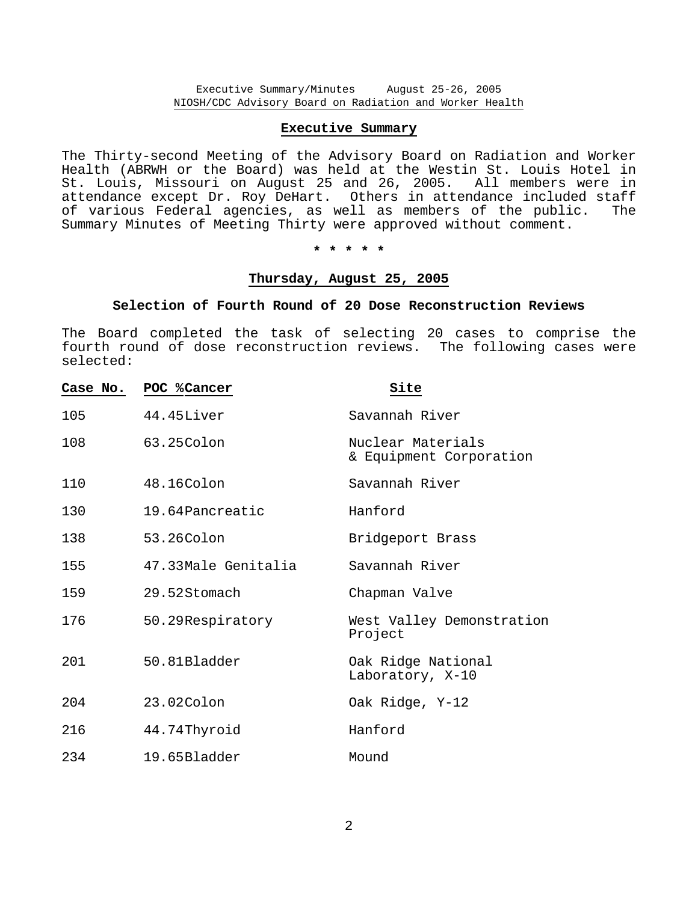## Executive Summary

The Thirty-second Meeting of the Advisory Board on Radiation and Worker Health (ABRWH or the Board) was held at the Westin St. Louis Hotel in St. Louis, Missouri on August 25 and 26, 2005. All members were in attendance except Dr. Roy DeHart. Others in attendance included staff of various Federal agencies, as well as members of the public. The Summary Minutes of Meeting Thirty were approved without comment.

\* \* \* \* \*

## Thursday, August 25, 2005

### Selection of Fourth Round of 20 Dose Reconstruction Reviews

The Board completed the task of selecting 20 cases to comprise the fourth round of dose reconstruction reviews. The following cases were selected:

| Case No. | POC % | Cancer | Site |
|---|---|---|---|
| 105 | 44.45 | Liver | Savannah River |
| 108 | 63.25 | Colon | Nuclear Materials & Equipment Corporation |
| 110 | 48.16 | Colon | Savannah River |
| 130 | 19.64 | Pancreatic | Hanford |
| 138 | 53.26 | Colon | Bridgeport Brass |
| 155 | 47.33 | Male Genitalia | Savannah River |
| 159 | 29.52 | Stomach | Chapman Valve |
| 176 | 50.29 | Respiratory | West Valley Demonstration Project |
| 201 | 50.81 | Bladder | Oak Ridge National Laboratory, X-10 |
| 204 | 23.02 | Colon | Oak Ridge, Y-12 |
| 216 | 44.74 | Thyroid | Hanford |
| 234 | 19.65 | Bladder | Mound |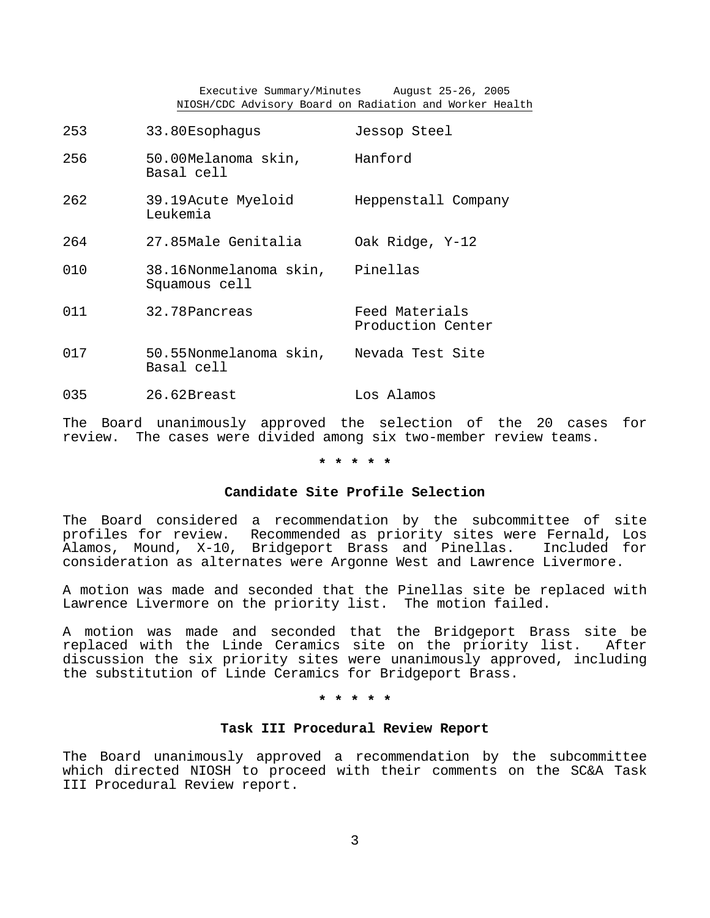| | | | |
|---|---|---|---|
| 253 | 33.80 | Esophagus | Jessop Steel |
| 256 | 50.00 | Melanoma skin, Basal cell | Hanford |
| 262 | 39.19 | Acute Myeloid Leukemia | Heppenstall Company |
| 264 | 27.85 | Male Genitalia | Oak Ridge, Y-12 |
| 010 | 38.16 | Nonmelanoma skin, Squamous cell | Pinellas |
| 011 | 32.78 | Pancreas | Feed Materials Production Center |
| 017 | 50.55 | Nonmelanoma skin, Basal cell | Nevada Test Site |
| 035 | 26.62 | Breast | Los Alamos |

The Board unanimously approved the selection of the 20 cases for review. The cases were divided among six two-member review teams.

\* \* \* \* \*

**Candidate Site Profile Selection**

The Board considered a recommendation by the subcommittee of site profiles for review. Recommended as priority sites were Fernald, Los Alamos, Mound, X-10, Bridgeport Brass and Pinellas. Included for consideration as alternates were Argonne West and Lawrence Livermore.

A motion was made and seconded that the Pinellas site be replaced with Lawrence Livermore on the priority list. The motion failed.

A motion was made and seconded that the Bridgeport Brass site be replaced with the Linde Ceramics site on the priority list. After discussion the six priority sites were unanimously approved, including the substitution of Linde Ceramics for Bridgeport Brass.

\* \* \* \* \*

**Task III Procedural Review Report**

The Board unanimously approved a recommendation by the subcommittee which directed NIOSH to proceed with their comments on the SC&A Task III Procedural Review report.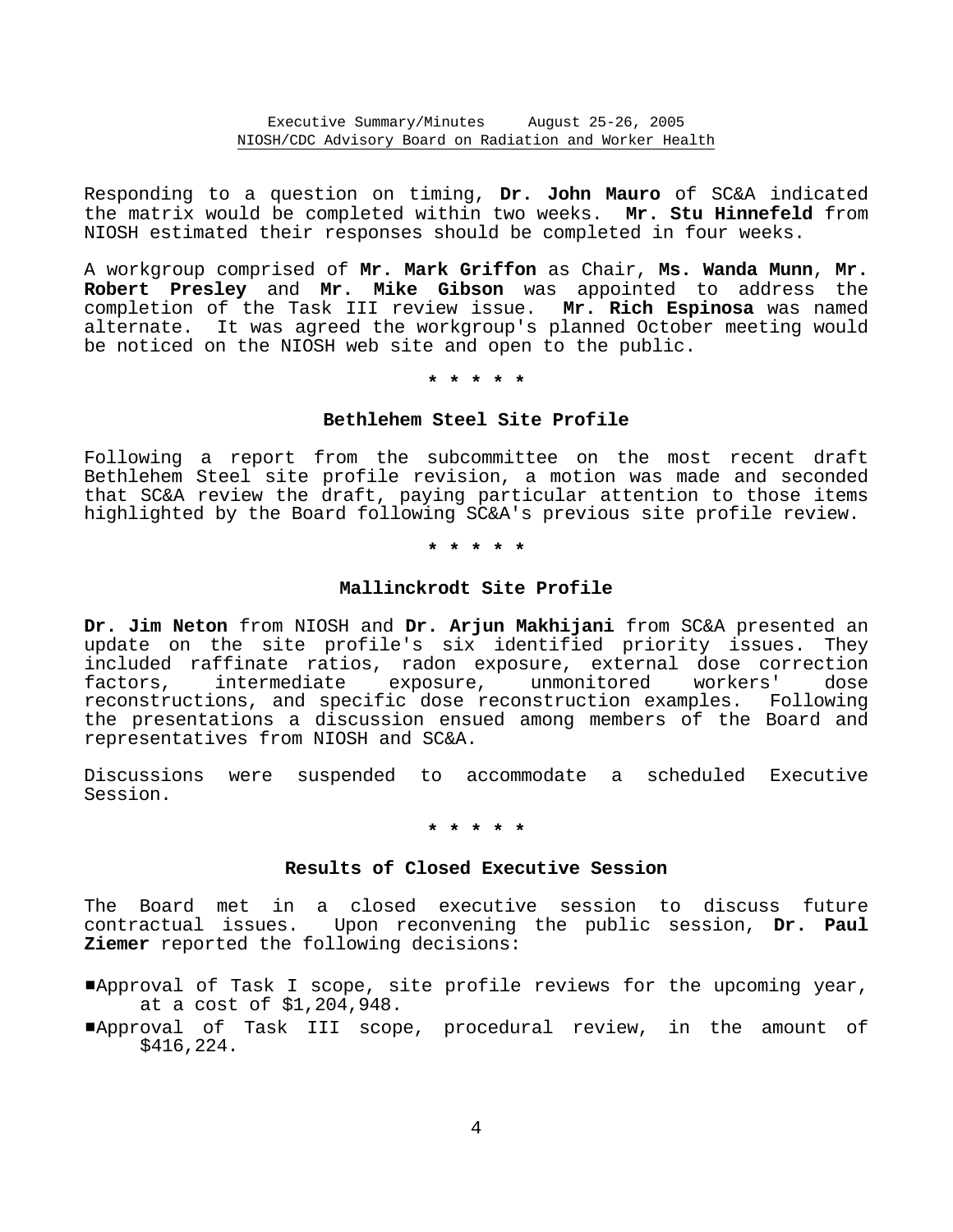Responding to a question on timing, **Dr. John Mauro** of SC&A indicated the matrix would be completed within two weeks. **Mr. Stu Hinnefeld** from NIOSH estimated their responses should be completed in four weeks.

A workgroup comprised of **Mr. Mark Griffon** as Chair, **Ms. Wanda Munn**, **Mr. Robert Presley** and **Mr. Mike Gibson** was appointed to address the completion of the Task III review issue. **Mr. Rich Espinosa** was named alternate. It was agreed the workgroup's planned October meeting would be noticed on the NIOSH web site and open to the public.

\* \* \* \* \*

### Bethlehem Steel Site Profile

Following a report from the subcommittee on the most recent draft Bethlehem Steel site profile revision, a motion was made and seconded that SC&A review the draft, paying particular attention to those items highlighted by the Board following SC&A's previous site profile review.

\* \* \* \* \*

### Mallinckrodt Site Profile

**Dr. Jim Neton** from NIOSH and **Dr. Arjun Makhijani** from SC&A presented an update on the site profile's six identified priority issues. They included raffinate ratios, radon exposure, external dose correction factors, intermediate exposure, unmonitored workers' dose reconstructions, and specific dose reconstruction examples. Following the presentations a discussion ensued among members of the Board and representatives from NIOSH and SC&A.

Discussions were suspended to accommodate a scheduled Executive Session.

\* \* \* \* \*

### Results of Closed Executive Session

The Board met in a closed executive session to discuss future contractual issues. Upon reconvening the public session, **Dr. Paul Ziemer** reported the following decisions:

- Approval of Task I scope, site profile reviews for the upcoming year, at a cost of $1,204,948.
- Approval of Task III scope, procedural review, in the amount of $416,224.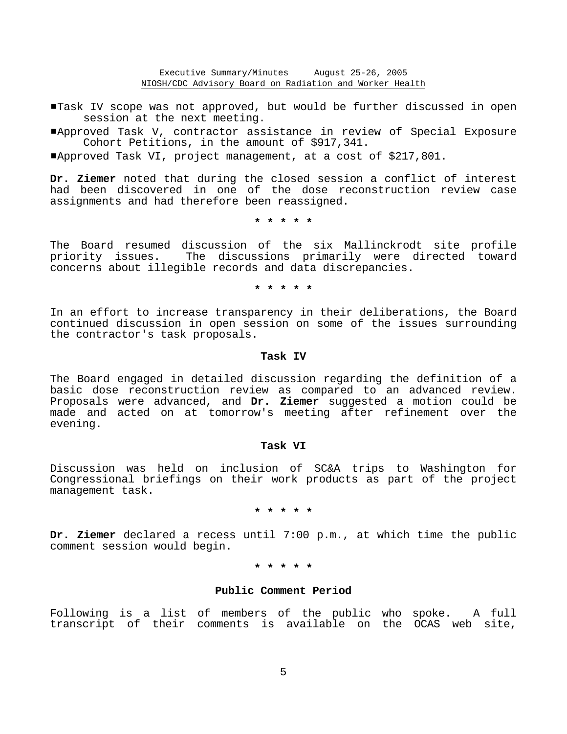- Task IV scope was not approved, but would be further discussed in open session at the next meeting.
- Approved Task V, contractor assistance in review of Special Exposure Cohort Petitions, in the amount of $917,341.
- Approved Task VI, project management, at a cost of $217,801.

**Dr. Ziemer** noted that during the closed session a conflict of interest had been discovered in one of the dose reconstruction review case assignments and had therefore been reassigned.

* * * * *

The Board resumed discussion of the six Mallinckrodt site profile priority issues. The discussions primarily were directed toward concerns about illegible records and data discrepancies.

* * * * *

In an effort to increase transparency in their deliberations, the Board continued discussion in open session on some of the issues surrounding the contractor's task proposals.

**Task IV**

The Board engaged in detailed discussion regarding the definition of a basic dose reconstruction review as compared to an advanced review. Proposals were advanced, and **Dr. Ziemer** suggested a motion could be made and acted on at tomorrow's meeting after refinement over the evening.

**Task VI**

Discussion was held on inclusion of SC&A trips to Washington for Congressional briefings on their work products as part of the project management task.

* * * * *

**Dr. Ziemer** declared a recess until 7:00 p.m., at which time the public comment session would begin.

* * * * *

**Public Comment Period**

Following is a list of members of the public who spoke. A full transcript of their comments is available on the OCAS web site,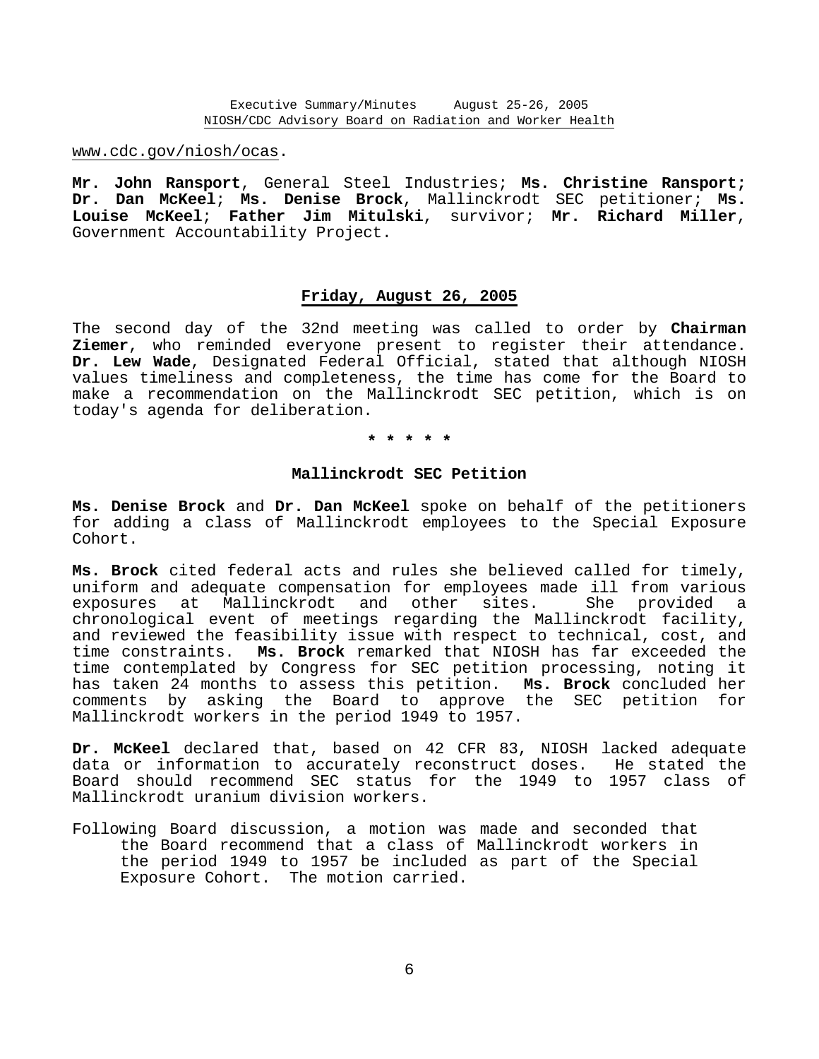www.cdc.gov/niosh/ocas.

**Mr. John Ransport**, General Steel Industries; **Ms. Christine Ransport; Dr. Dan McKeel**; **Ms. Denise Brock**, Mallinckrodt SEC petitioner; **Ms. Louise McKeel**; **Father Jim Mitulski**, survivor; **Mr. Richard Miller**, Government Accountability Project.

## Friday, August 26, 2005

The second day of the 32nd meeting was called to order by **Chairman Ziemer**, who reminded everyone present to register their attendance. **Dr. Lew Wade**, Designated Federal Official, stated that although NIOSH values timeliness and completeness, the time has come for the Board to make a recommendation on the Mallinckrodt SEC petition, which is on today's agenda for deliberation.

\* \* \* \* \*

### Mallinckrodt SEC Petition

**Ms. Denise Brock** and **Dr. Dan McKeel** spoke on behalf of the petitioners for adding a class of Mallinckrodt employees to the Special Exposure Cohort.

**Ms. Brock** cited federal acts and rules she believed called for timely, uniform and adequate compensation for employees made ill from various exposures at Mallinckrodt and other sites. She provided a chronological event of meetings regarding the Mallinckrodt facility, and reviewed the feasibility issue with respect to technical, cost, and time constraints. **Ms. Brock** remarked that NIOSH has far exceeded the time contemplated by Congress for SEC petition processing, noting it has taken 24 months to assess this petition. **Ms. Brock** concluded her comments by asking the Board to approve the SEC petition for Mallinckrodt workers in the period 1949 to 1957.

**Dr. McKeel** declared that, based on 42 CFR 83, NIOSH lacked adequate data or information to accurately reconstruct doses. He stated the Board should recommend SEC status for the 1949 to 1957 class of Mallinckrodt uranium division workers.

Following Board discussion, a motion was made and seconded that the Board recommend that a class of Mallinckrodt workers in the period 1949 to 1957 be included as part of the Special Exposure Cohort. The motion carried.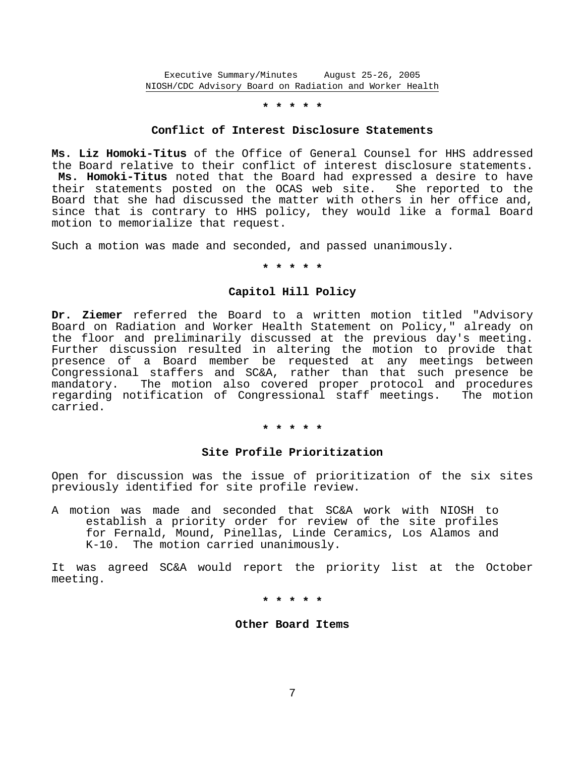\* \* \* \* \*

### Conflict of Interest Disclosure Statements

**Ms. Liz Homoki-Titus** of the Office of General Counsel for HHS addressed the Board relative to their conflict of interest disclosure statements. **Ms. Homoki-Titus** noted that the Board had expressed a desire to have their statements posted on the OCAS web site. She reported to the Board that she had discussed the matter with others in her office and, since that is contrary to HHS policy, they would like a formal Board motion to memorialize that request.

Such a motion was made and seconded, and passed unanimously.

\* \* \* \* \*

### Capitol Hill Policy

**Dr. Ziemer** referred the Board to a written motion titled "Advisory Board on Radiation and Worker Health Statement on Policy," already on the floor and preliminarily discussed at the previous day's meeting. Further discussion resulted in altering the motion to provide that presence of a Board member be requested at any meetings between Congressional staffers and SC&A, rather than that such presence be mandatory. The motion also covered proper protocol and procedures regarding notification of Congressional staff meetings. The motion carried.

\* \* \* \* \*

### Site Profile Prioritization

Open for discussion was the issue of prioritization of the six sites previously identified for site profile review.

A motion was made and seconded that SC&A work with NIOSH to establish a priority order for review of the site profiles for Fernald, Mound, Pinellas, Linde Ceramics, Los Alamos and K-10. The motion carried unanimously.

It was agreed SC&A would report the priority list at the October meeting.

\* \* \* \* \*

### Other Board Items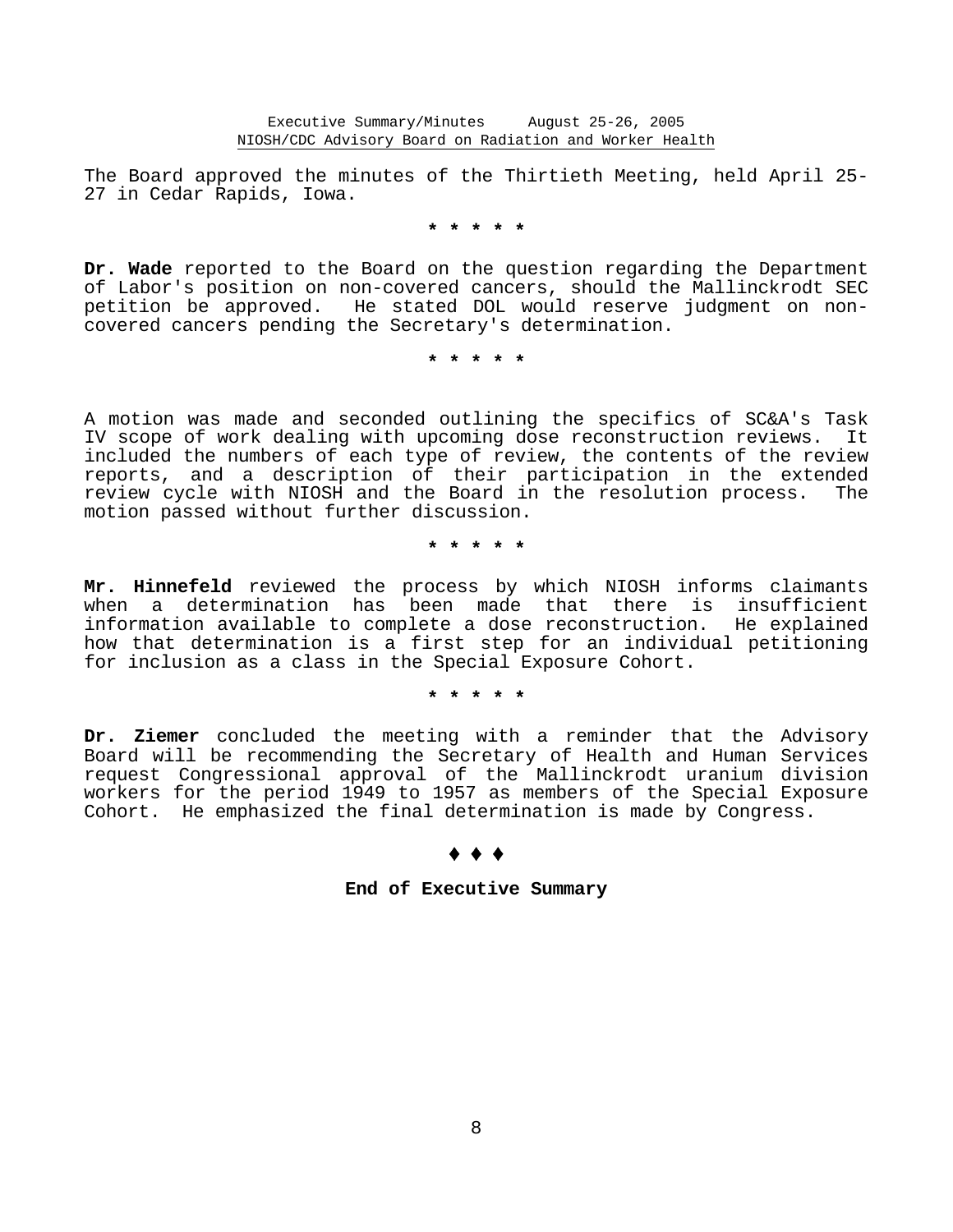The Board approved the minutes of the Thirtieth Meeting, held April 25-27 in Cedar Rapids, Iowa.

\* \* \* \* \*

**Dr. Wade** reported to the Board on the question regarding the Department of Labor's position on non-covered cancers, should the Mallinckrodt SEC petition be approved. He stated DOL would reserve judgment on non-covered cancers pending the Secretary's determination.

\* \* \* \* \*

A motion was made and seconded outlining the specifics of SC&A's Task IV scope of work dealing with upcoming dose reconstruction reviews. It included the numbers of each type of review, the contents of the review reports, and a description of their participation in the extended review cycle with NIOSH and the Board in the resolution process. The motion passed without further discussion.

\* \* \* \* \*

**Mr. Hinnefeld** reviewed the process by which NIOSH informs claimants when a determination has been made that there is insufficient information available to complete a dose reconstruction. He explained how that determination is a first step for an individual petitioning for inclusion as a class in the Special Exposure Cohort.

\* \* \* \* \*

**Dr. Ziemer** concluded the meeting with a reminder that the Advisory Board will be recommending the Secretary of Health and Human Services request Congressional approval of the Mallinckrodt uranium division workers for the period 1949 to 1957 as members of the Special Exposure Cohort. He emphasized the final determination is made by Congress.

♦ ♦ ♦

**End of Executive Summary**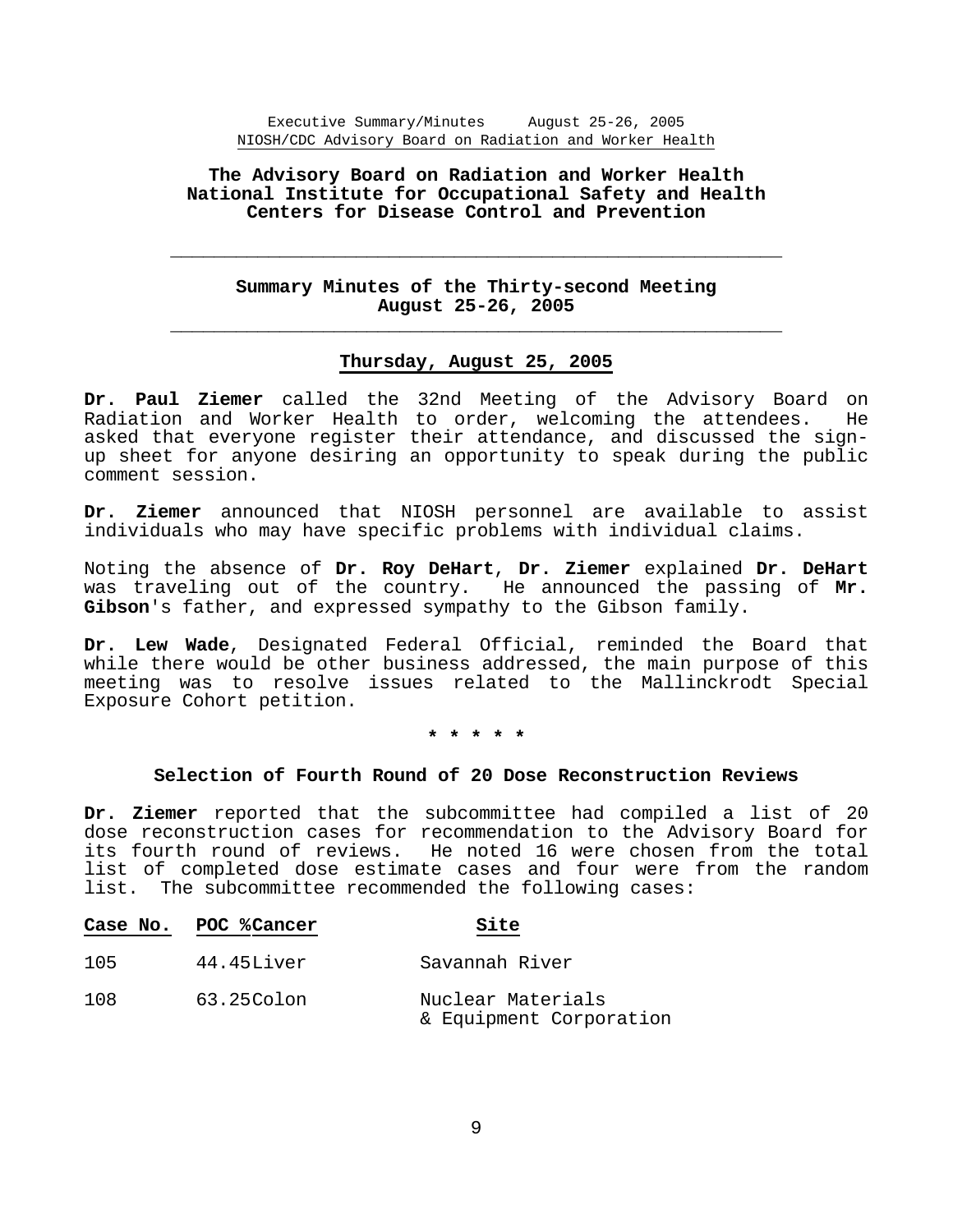# The Advisory Board on Radiation and Worker Health National Institute for Occupational Safety and Health Centers for Disease Control and Prevention

## Summary Minutes of the Thirty-second Meeting August 25-26, 2005

### Thursday, August 25, 2005

**Dr. Paul Ziemer** called the 32nd Meeting of the Advisory Board on Radiation and Worker Health to order, welcoming the attendees. He asked that everyone register their attendance, and discussed the sign-up sheet for anyone desiring an opportunity to speak during the public comment session.

**Dr. Ziemer** announced that NIOSH personnel are available to assist individuals who may have specific problems with individual claims.

Noting the absence of **Dr. Roy DeHart**, **Dr. Ziemer** explained **Dr. DeHart** was traveling out of the country. He announced the passing of **Mr. Gibson**'s father, and expressed sympathy to the Gibson family.

**Dr. Lew Wade**, Designated Federal Official, reminded the Board that while there would be other business addressed, the main purpose of this meeting was to resolve issues related to the Mallinckrodt Special Exposure Cohort petition.

\* \* \* \* \*

### Selection of Fourth Round of 20 Dose Reconstruction Reviews

**Dr. Ziemer** reported that the subcommittee had compiled a list of 20 dose reconstruction cases for recommendation to the Advisory Board for its fourth round of reviews. He noted 16 were chosen from the total list of completed dose estimate cases and four were from the random list. The subcommittee recommended the following cases:

| Case No. | POC % | Cancer | Site |
|---|---|---|---|
| 105 | 44.45 | Liver | Savannah River |
| 108 | 63.25 | Colon | Nuclear Materials & Equipment Corporation |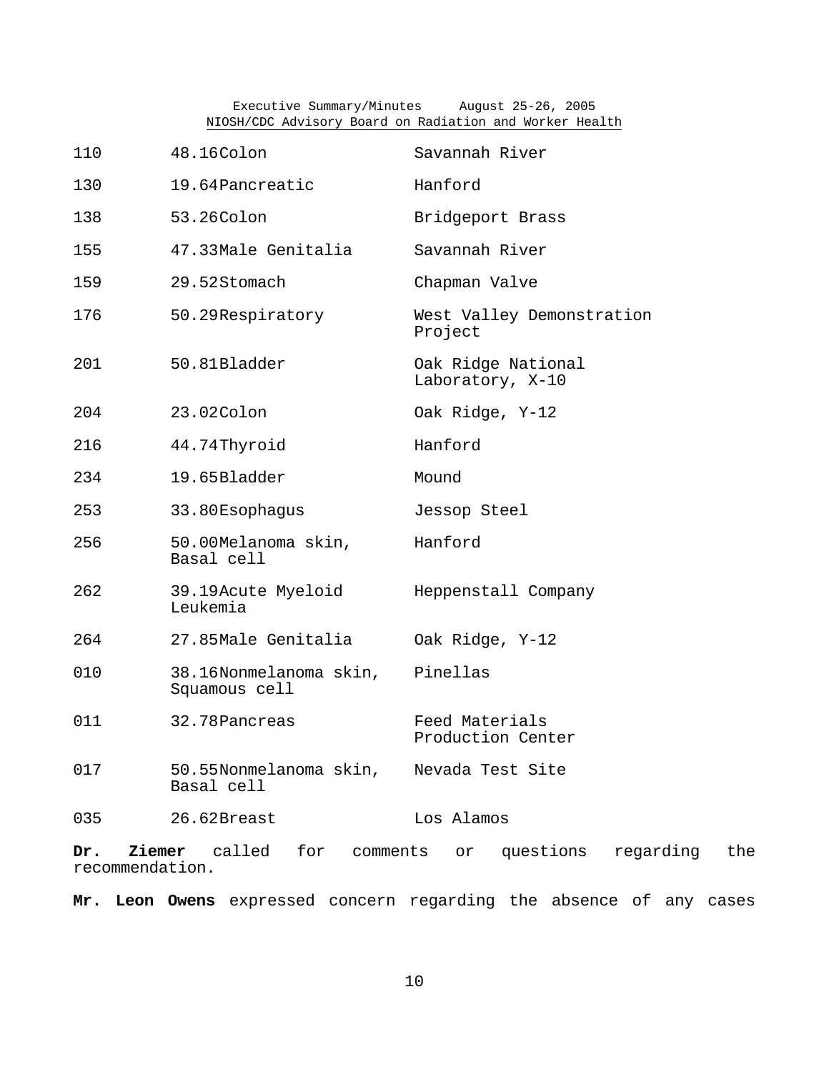| | | | |
|---|---|---|---|
| 110 | 48.16 | Colon | Savannah River |
| 130 | 19.64 | Pancreatic | Hanford |
| 138 | 53.26 | Colon | Bridgeport Brass |
| 155 | 47.33 | Male Genitalia | Savannah River |
| 159 | 29.52 | Stomach | Chapman Valve |
| 176 | 50.29 | Respiratory | West Valley Demonstration Project |
| 201 | 50.81 | Bladder | Oak Ridge National Laboratory, X-10 |
| 204 | 23.02 | Colon | Oak Ridge, Y-12 |
| 216 | 44.74 | Thyroid | Hanford |
| 234 | 19.65 | Bladder | Mound |
| 253 | 33.80 | Esophagus | Jessop Steel |
| 256 | 50.00 | Melanoma skin, Basal cell | Hanford |
| 262 | 39.19 | Acute Myeloid Leukemia | Heppenstall Company |
| 264 | 27.85 | Male Genitalia | Oak Ridge, Y-12 |
| 010 | 38.16 | Nonmelanoma skin, Squamous cell | Pinellas |
| 011 | 32.78 | Pancreas | Feed Materials Production Center |
| 017 | 50.55 | Nonmelanoma skin, Basal cell | Nevada Test Site |
| 035 | 26.62 | Breast | Los Alamos |

**Dr. Ziemer** called for comments or questions regarding the recommendation.

**Mr. Leon Owens** expressed concern regarding the absence of any cases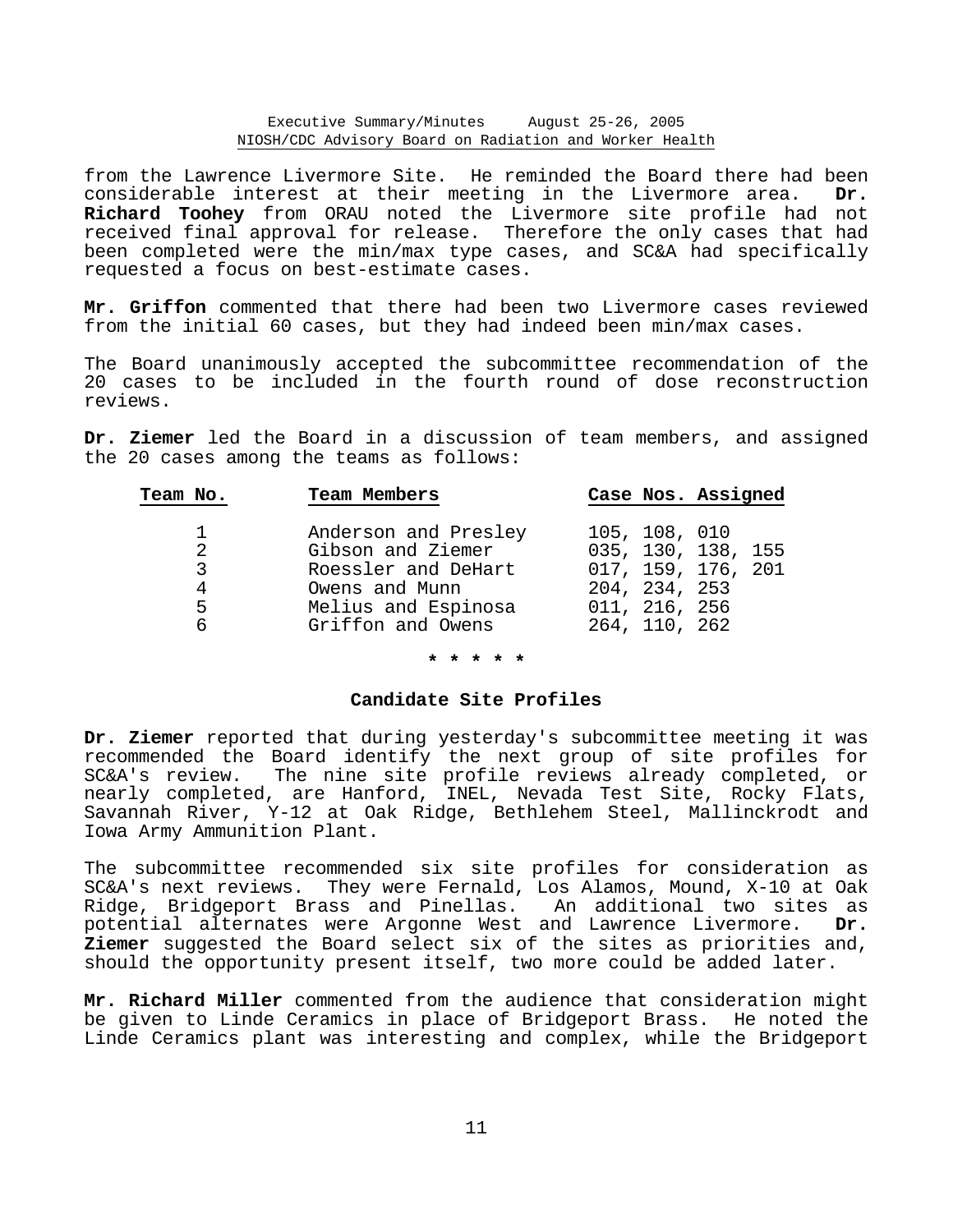from the Lawrence Livermore Site. He reminded the Board there had been considerable interest at their meeting in the Livermore area. **Dr. Richard Toohey** from ORAU noted the Livermore site profile had not received final approval for release. Therefore the only cases that had been completed were the min/max type cases, and SC&A had specifically requested a focus on best-estimate cases.

**Mr. Griffon** commented that there had been two Livermore cases reviewed from the initial 60 cases, but they had indeed been min/max cases.

The Board unanimously accepted the subcommittee recommendation of the 20 cases to be included in the fourth round of dose reconstruction reviews.

**Dr. Ziemer** led the Board in a discussion of team members, and assigned the 20 cases among the teams as follows:

| Team No. | Team Members | Case Nos. Assigned |
|---|---|---|
| 1 | Anderson and Presley | 105, 108, 010 |
| 2 | Gibson and Ziemer | 035, 130, 138, 155 |
| 3 | Roessler and DeHart | 017, 159, 176, 201 |
| 4 | Owens and Munn | 204, 234, 253 |
| 5 | Melius and Espinosa | 011, 216, 256 |
| 6 | Griffon and Owens | 264, 110, 262 |

\* \* \* \* \*

### Candidate Site Profiles

**Dr. Ziemer** reported that during yesterday's subcommittee meeting it was recommended the Board identify the next group of site profiles for SC&A's review. The nine site profile reviews already completed, or nearly completed, are Hanford, INEL, Nevada Test Site, Rocky Flats, Savannah River, Y-12 at Oak Ridge, Bethlehem Steel, Mallinckrodt and Iowa Army Ammunition Plant.

The subcommittee recommended six site profiles for consideration as SC&A's next reviews. They were Fernald, Los Alamos, Mound, X-10 at Oak Ridge, Bridgeport Brass and Pinellas. An additional two sites as potential alternates were Argonne West and Lawrence Livermore. **Dr. Ziemer** suggested the Board select six of the sites as priorities and, should the opportunity present itself, two more could be added later.

**Mr. Richard Miller** commented from the audience that consideration might be given to Linde Ceramics in place of Bridgeport Brass. He noted the Linde Ceramics plant was interesting and complex, while the Bridgeport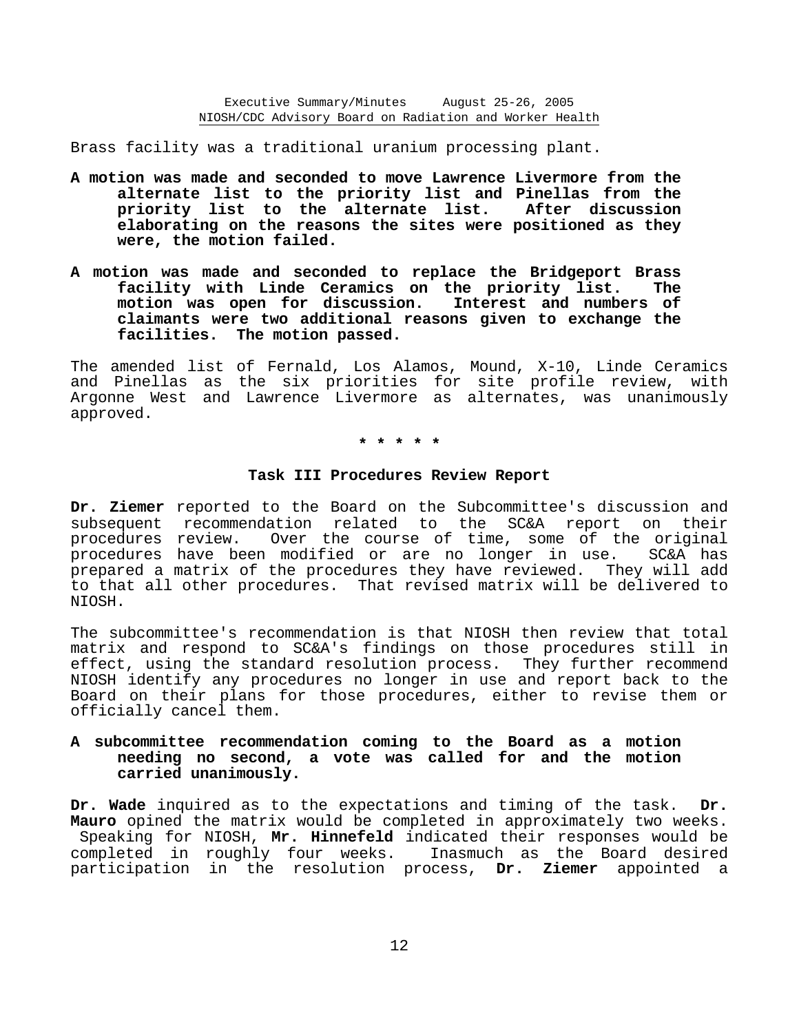Brass facility was a traditional uranium processing plant.

**A motion was made and seconded to move Lawrence Livermore from the alternate list to the priority list and Pinellas from the priority list to the alternate list. After discussion elaborating on the reasons the sites were positioned as they were, the motion failed.**

**A motion was made and seconded to replace the Bridgeport Brass facility with Linde Ceramics on the priority list. The motion was open for discussion. Interest and numbers of claimants were two additional reasons given to exchange the facilities. The motion passed.**

The amended list of Fernald, Los Alamos, Mound, X-10, Linde Ceramics and Pinellas as the six priorities for site profile review, with Argonne West and Lawrence Livermore as alternates, was unanimously approved.

**\* \* \* \* \***

### Task III Procedures Review Report

**Dr. Ziemer** reported to the Board on the Subcommittee's discussion and subsequent recommendation related to the SC&A report on their procedures review. Over the course of time, some of the original procedures have been modified or are no longer in use. SC&A has prepared a matrix of the procedures they have reviewed. They will add to that all other procedures. That revised matrix will be delivered to NIOSH.

The subcommittee's recommendation is that NIOSH then review that total matrix and respond to SC&A's findings on those procedures still in effect, using the standard resolution process. They further recommend NIOSH identify any procedures no longer in use and report back to the Board on their plans for those procedures, either to revise them or officially cancel them.

**A subcommittee recommendation coming to the Board as a motion needing no second, a vote was called for and the motion carried unanimously.**

**Dr. Wade** inquired as to the expectations and timing of the task. **Dr. Mauro** opined the matrix would be completed in approximately two weeks. Speaking for NIOSH, **Mr. Hinnefeld** indicated their responses would be completed in roughly four weeks. Inasmuch as the Board desired participation in the resolution process, **Dr. Ziemer** appointed a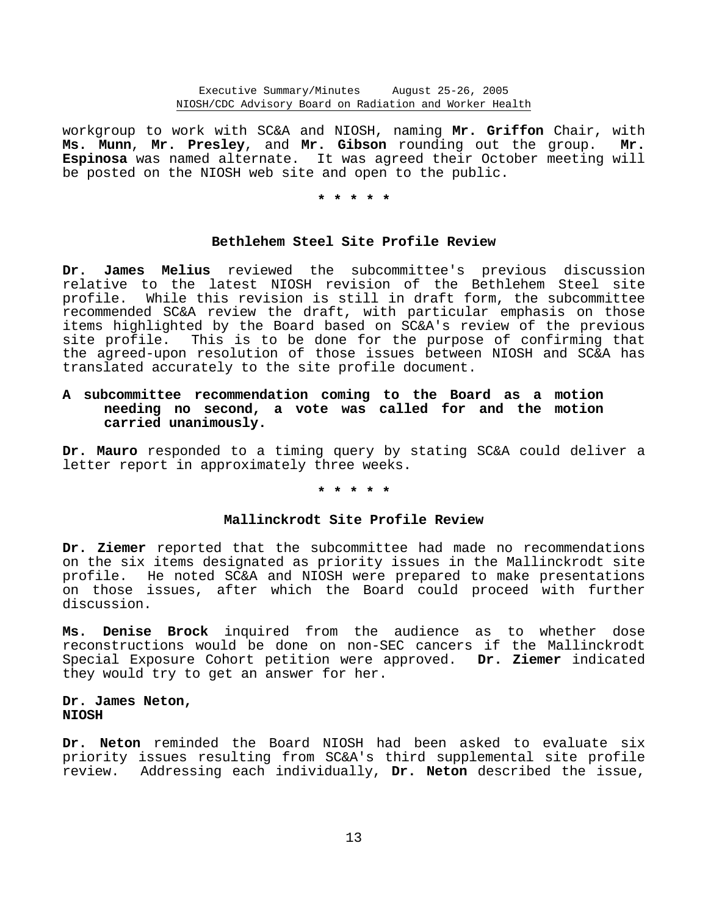workgroup to work with SC&A and NIOSH, naming **Mr. Griffon** Chair, with **Ms. Munn**, **Mr. Presley**, and **Mr. Gibson** rounding out the group. **Mr. Espinosa** was named alternate. It was agreed their October meeting will be posted on the NIOSH web site and open to the public.

\* \* \* \* \*

### Bethlehem Steel Site Profile Review

**Dr. James Melius** reviewed the subcommittee's previous discussion relative to the latest NIOSH revision of the Bethlehem Steel site profile. While this revision is still in draft form, the subcommittee recommended SC&A review the draft, with particular emphasis on those items highlighted by the Board based on SC&A's review of the previous site profile. This is to be done for the purpose of confirming that the agreed-upon resolution of those issues between NIOSH and SC&A has translated accurately to the site profile document.

**A subcommittee recommendation coming to the Board as a motion needing no second, a vote was called for and the motion carried unanimously.**

**Dr. Mauro** responded to a timing query by stating SC&A could deliver a letter report in approximately three weeks.

\* \* \* \* \*

### Mallinckrodt Site Profile Review

**Dr. Ziemer** reported that the subcommittee had made no recommendations on the six items designated as priority issues in the Mallinckrodt site profile. He noted SC&A and NIOSH were prepared to make presentations on those issues, after which the Board could proceed with further discussion.

**Ms. Denise Brock** inquired from the audience as to whether dose reconstructions would be done on non-SEC cancers if the Mallinckrodt Special Exposure Cohort petition were approved. **Dr. Ziemer** indicated they would try to get an answer for her.

**Dr. James Neton,**
**NIOSH**

**Dr. Neton** reminded the Board NIOSH had been asked to evaluate six priority issues resulting from SC&A's third supplemental site profile review. Addressing each individually, **Dr. Neton** described the issue,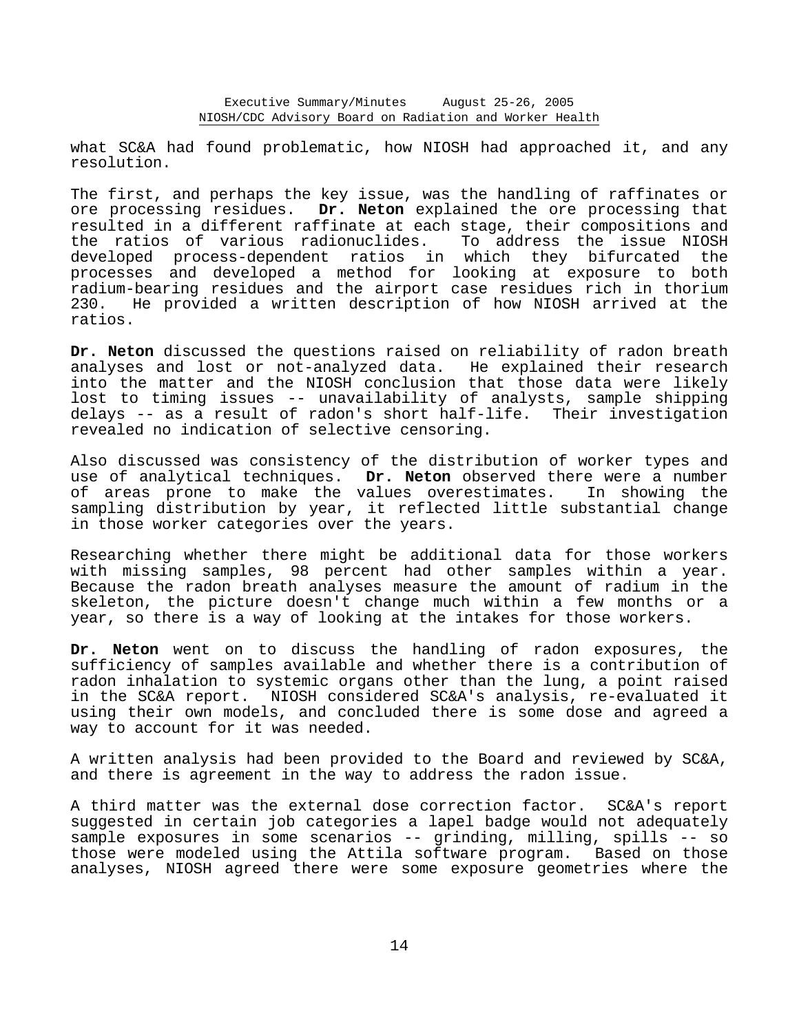what SC&A had found problematic, how NIOSH had approached it, and any resolution.

The first, and perhaps the key issue, was the handling of raffinates or ore processing residues. **Dr. Neton** explained the ore processing that resulted in a different raffinate at each stage, their compositions and the ratios of various radionuclides. To address the issue NIOSH developed process-dependent ratios in which they bifurcated the processes and developed a method for looking at exposure to both radium-bearing residues and the airport case residues rich in thorium 230. He provided a written description of how NIOSH arrived at the ratios.

**Dr. Neton** discussed the questions raised on reliability of radon breath analyses and lost or not-analyzed data. He explained their research into the matter and the NIOSH conclusion that those data were likely lost to timing issues -- unavailability of analysts, sample shipping delays -- as a result of radon's short half-life. Their investigation revealed no indication of selective censoring.

Also discussed was consistency of the distribution of worker types and use of analytical techniques. **Dr. Neton** observed there were a number of areas prone to make the values overestimates. In showing the sampling distribution by year, it reflected little substantial change in those worker categories over the years.

Researching whether there might be additional data for those workers with missing samples, 98 percent had other samples within a year. Because the radon breath analyses measure the amount of radium in the skeleton, the picture doesn't change much within a few months or a year, so there is a way of looking at the intakes for those workers.

**Dr. Neton** went on to discuss the handling of radon exposures, the sufficiency of samples available and whether there is a contribution of radon inhalation to systemic organs other than the lung, a point raised in the SC&A report. NIOSH considered SC&A's analysis, re-evaluated it using their own models, and concluded there is some dose and agreed a way to account for it was needed.

A written analysis had been provided to the Board and reviewed by SC&A, and there is agreement in the way to address the radon issue.

A third matter was the external dose correction factor. SC&A's report suggested in certain job categories a lapel badge would not adequately sample exposures in some scenarios -- grinding, milling, spills -- so those were modeled using the Attila software program. Based on those analyses, NIOSH agreed there were some exposure geometries where the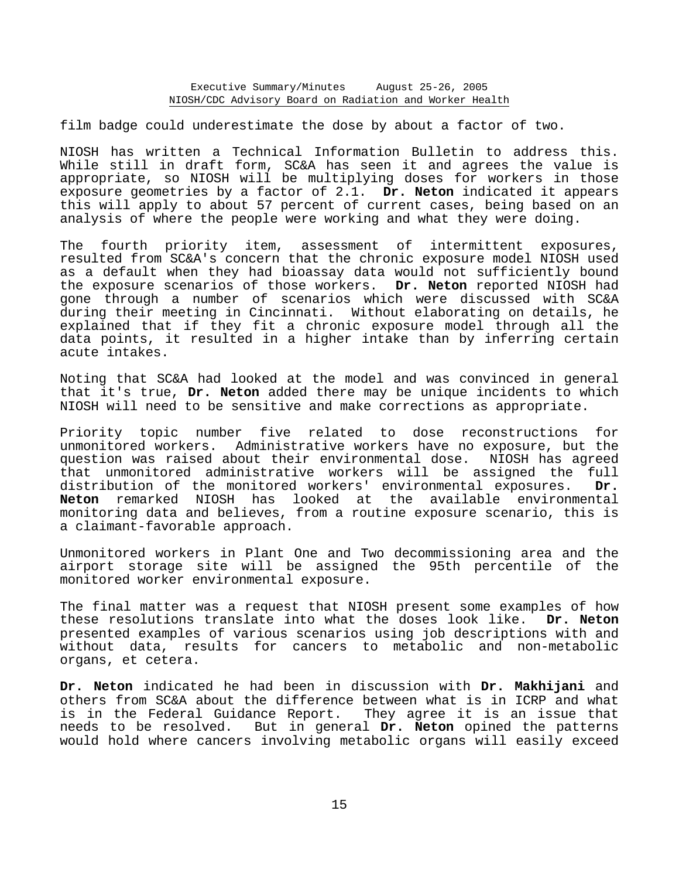film badge could underestimate the dose by about a factor of two.

NIOSH has written a Technical Information Bulletin to address this. While still in draft form, SC&A has seen it and agrees the value is appropriate, so NIOSH will be multiplying doses for workers in those exposure geometries by a factor of 2.1. **Dr. Neton** indicated it appears this will apply to about 57 percent of current cases, being based on an analysis of where the people were working and what they were doing.

The fourth priority item, assessment of intermittent exposures, resulted from SC&A's concern that the chronic exposure model NIOSH used as a default when they had bioassay data would not sufficiently bound the exposure scenarios of those workers. **Dr. Neton** reported NIOSH had gone through a number of scenarios which were discussed with SC&A during their meeting in Cincinnati. Without elaborating on details, he explained that if they fit a chronic exposure model through all the data points, it resulted in a higher intake than by inferring certain acute intakes.

Noting that SC&A had looked at the model and was convinced in general that it's true, **Dr. Neton** added there may be unique incidents to which NIOSH will need to be sensitive and make corrections as appropriate.

Priority topic number five related to dose reconstructions for unmonitored workers. Administrative workers have no exposure, but the question was raised about their environmental dose. NIOSH has agreed that unmonitored administrative workers will be assigned the full distribution of the monitored workers' environmental exposures. **Dr. Neton** remarked NIOSH has looked at the available environmental monitoring data and believes, from a routine exposure scenario, this is a claimant-favorable approach.

Unmonitored workers in Plant One and Two decommissioning area and the airport storage site will be assigned the 95th percentile of the monitored worker environmental exposure.

The final matter was a request that NIOSH present some examples of how these resolutions translate into what the doses look like. **Dr. Neton** presented examples of various scenarios using job descriptions with and without data, results for cancers to metabolic and non-metabolic organs, et cetera.

**Dr. Neton** indicated he had been in discussion with **Dr. Makhijani** and others from SC&A about the difference between what is in ICRP and what is in the Federal Guidance Report. They agree it is an issue that needs to be resolved. But in general **Dr. Neton** opined the patterns would hold where cancers involving metabolic organs will easily exceed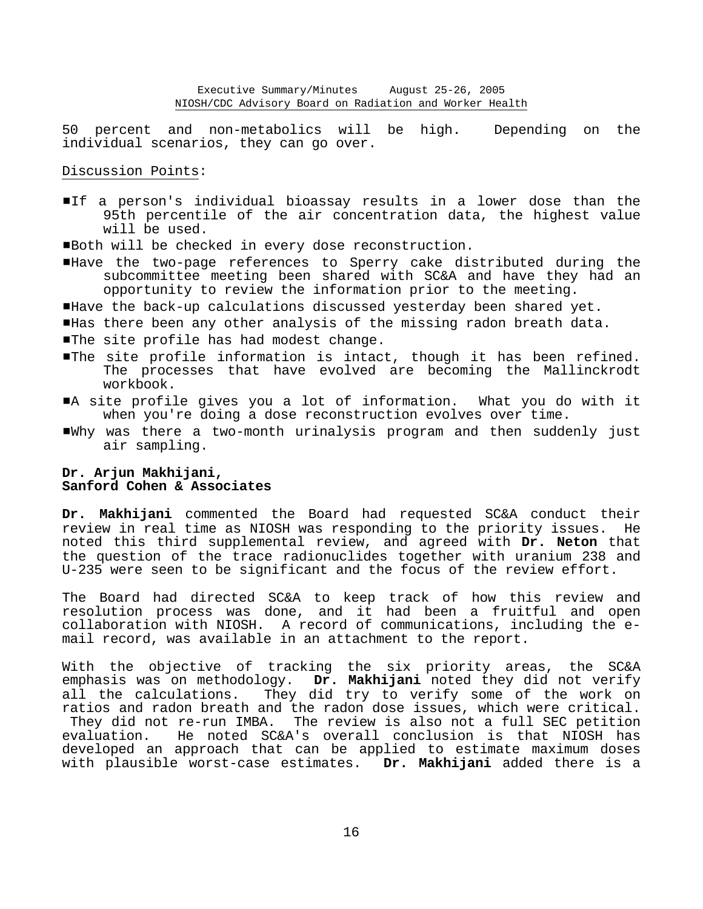50 percent and non-metabolics will be high. Depending on the individual scenarios, they can go over.

Discussion Points:

- If a person's individual bioassay results in a lower dose than the 95th percentile of the air concentration data, the highest value will be used.
- Both will be checked in every dose reconstruction.
- Have the two-page references to Sperry cake distributed during the subcommittee meeting been shared with SC&A and have they had an opportunity to review the information prior to the meeting.
- Have the back-up calculations discussed yesterday been shared yet.
- Has there been any other analysis of the missing radon breath data.
- The site profile has had modest change.
- The site profile information is intact, though it has been refined. The processes that have evolved are becoming the Mallinckrodt workbook.
- A site profile gives you a lot of information. What you do with it when you're doing a dose reconstruction evolves over time.
- Why was there a two-month urinalysis program and then suddenly just air sampling.

**Dr. Arjun Makhijani,**
**Sanford Cohen & Associates**

**Dr. Makhijani** commented the Board had requested SC&A conduct their review in real time as NIOSH was responding to the priority issues. He noted this third supplemental review, and agreed with **Dr. Neton** that the question of the trace radionuclides together with uranium 238 and U-235 were seen to be significant and the focus of the review effort.

The Board had directed SC&A to keep track of how this review and resolution process was done, and it had been a fruitful and open collaboration with NIOSH. A record of communications, including the e-mail record, was available in an attachment to the report.

With the objective of tracking the six priority areas, the SC&A emphasis was on methodology. **Dr. Makhijani** noted they did not verify all the calculations. They did try to verify some of the work on ratios and radon breath and the radon dose issues, which were critical. They did not re-run IMBA. The review is also not a full SEC petition evaluation. He noted SC&A's overall conclusion is that NIOSH has developed an approach that can be applied to estimate maximum doses with plausible worst-case estimates. **Dr. Makhijani** added there is a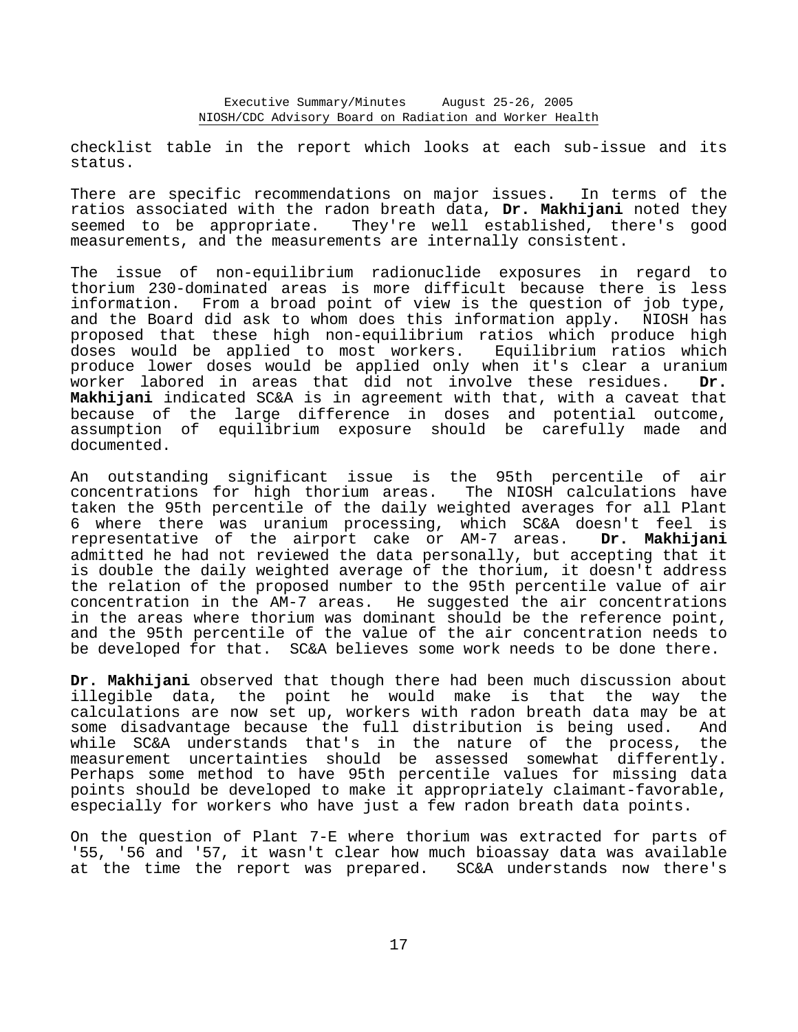checklist table in the report which looks at each sub-issue and its status.

There are specific recommendations on major issues. In terms of the ratios associated with the radon breath data, **Dr. Makhijani** noted they seemed to be appropriate. They're well established, there's good measurements, and the measurements are internally consistent.

The issue of non-equilibrium radionuclide exposures in regard to thorium 230-dominated areas is more difficult because there is less information. From a broad point of view is the question of job type, and the Board did ask to whom does this information apply. NIOSH has proposed that these high non-equilibrium ratios which produce high doses would be applied to most workers. Equilibrium ratios which produce lower doses would be applied only when it's clear a uranium worker labored in areas that did not involve these residues. **Dr. Makhijani** indicated SC&A is in agreement with that, with a caveat that because of the large difference in doses and potential outcome, assumption of equilibrium exposure should be carefully made and documented.

An outstanding significant issue is the 95th percentile of air concentrations for high thorium areas. The NIOSH calculations have taken the 95th percentile of the daily weighted averages for all Plant 6 where there was uranium processing, which SC&A doesn't feel is representative of the airport cake or AM-7 areas. **Dr. Makhijani** admitted he had not reviewed the data personally, but accepting that it is double the daily weighted average of the thorium, it doesn't address the relation of the proposed number to the 95th percentile value of air concentration in the AM-7 areas. He suggested the air concentrations in the areas where thorium was dominant should be the reference point, and the 95th percentile of the value of the air concentration needs to be developed for that. SC&A believes some work needs to be done there.

**Dr. Makhijani** observed that though there had been much discussion about illegible data, the point he would make is that the way the calculations are now set up, workers with radon breath data may be at some disadvantage because the full distribution is being used. And while SC&A understands that's in the nature of the process, the measurement uncertainties should be assessed somewhat differently. Perhaps some method to have 95th percentile values for missing data points should be developed to make it appropriately claimant-favorable, especially for workers who have just a few radon breath data points.

On the question of Plant 7-E where thorium was extracted for parts of '55, '56 and '57, it wasn't clear how much bioassay data was available at the time the report was prepared. SC&A understands now there's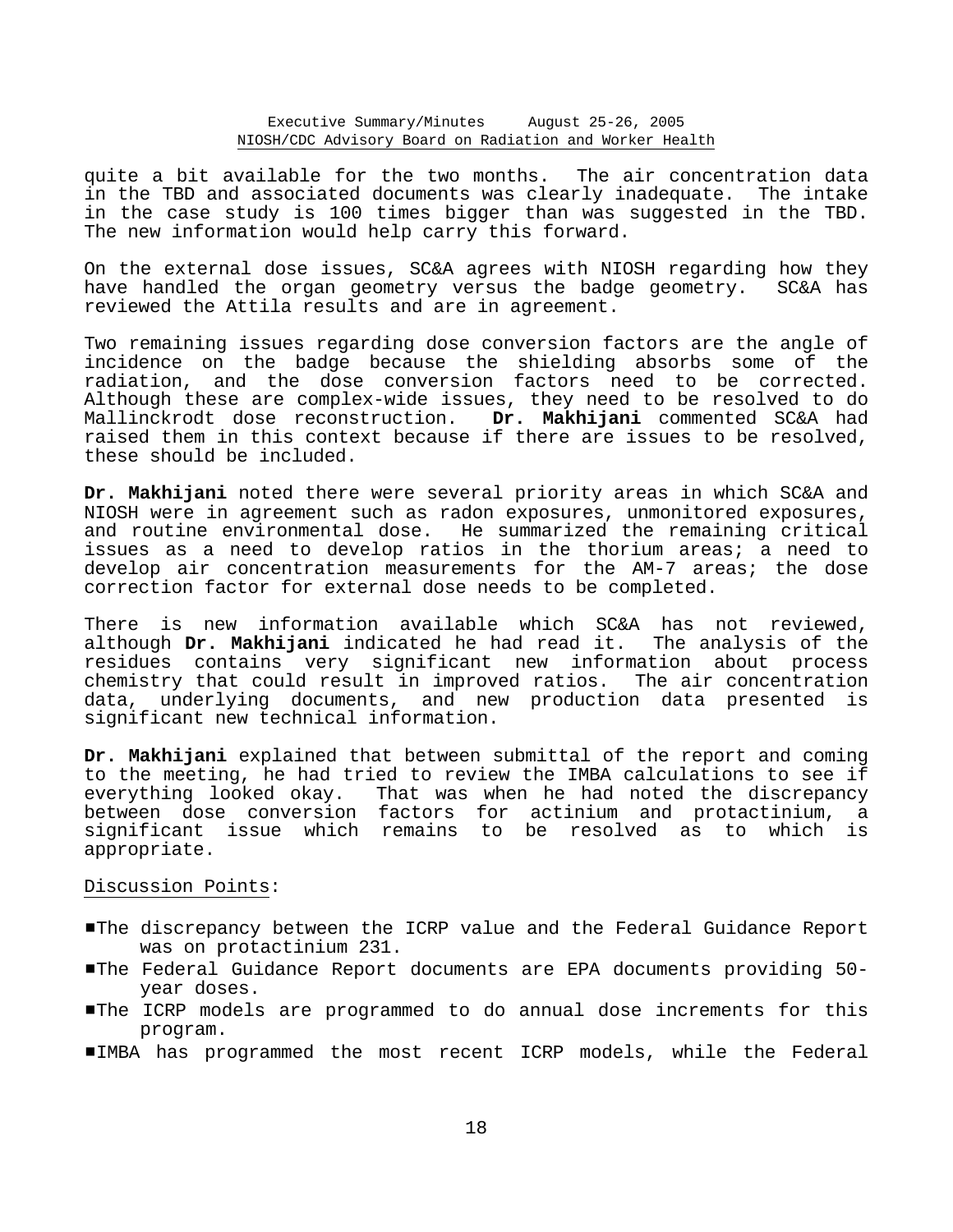quite a bit available for the two months. The air concentration data in the TBD and associated documents was clearly inadequate. The intake in the case study is 100 times bigger than was suggested in the TBD. The new information would help carry this forward.

On the external dose issues, SC&A agrees with NIOSH regarding how they have handled the organ geometry versus the badge geometry. SC&A has reviewed the Attila results and are in agreement.

Two remaining issues regarding dose conversion factors are the angle of incidence on the badge because the shielding absorbs some of the radiation, and the dose conversion factors need to be corrected. Although these are complex-wide issues, they need to be resolved to do Mallinckrodt dose reconstruction. **Dr. Makhijani** commented SC&A had raised them in this context because if there are issues to be resolved, these should be included.

**Dr. Makhijani** noted there were several priority areas in which SC&A and NIOSH were in agreement such as radon exposures, unmonitored exposures, and routine environmental dose. He summarized the remaining critical issues as a need to develop ratios in the thorium areas; a need to develop air concentration measurements for the AM-7 areas; the dose correction factor for external dose needs to be completed.

There is new information available which SC&A has not reviewed, although **Dr. Makhijani** indicated he had read it. The analysis of the residues contains very significant new information about process chemistry that could result in improved ratios. The air concentration data, underlying documents, and new production data presented is significant new technical information.

**Dr. Makhijani** explained that between submittal of the report and coming to the meeting, he had tried to review the IMBA calculations to see if everything looked okay. That was when he had noted the discrepancy between dose conversion factors for actinium and protactinium, a significant issue which remains to be resolved as to which is appropriate.

Discussion Points:

- The discrepancy between the ICRP value and the Federal Guidance Report was on protactinium 231.
- The Federal Guidance Report documents are EPA documents providing 50-year doses.
- The ICRP models are programmed to do annual dose increments for this program.
- IMBA has programmed the most recent ICRP models, while the Federal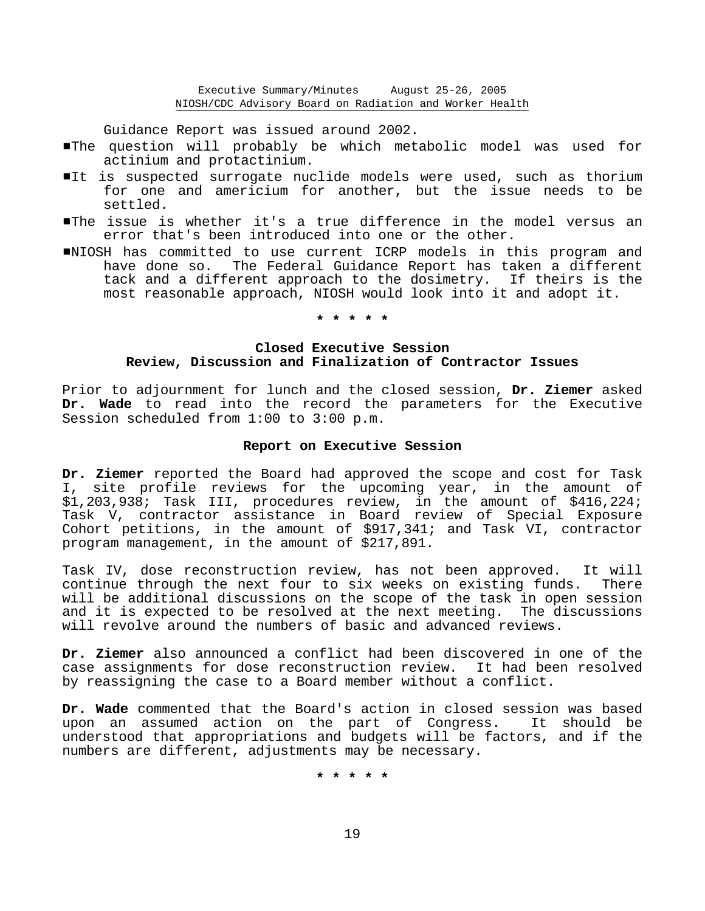Guidance Report was issued around 2002.

- The question will probably be which metabolic model was used for actinium and protactinium.
- It is suspected surrogate nuclide models were used, such as thorium for one and americium for another, but the issue needs to be settled.
- The issue is whether it's a true difference in the model versus an error that's been introduced into one or the other.
- NIOSH has committed to use current ICRP models in this program and have done so. The Federal Guidance Report has taken a different tack and a different approach to the dosimetry. If theirs is the most reasonable approach, NIOSH would look into it and adopt it.

\* \* \* \* \*

### Closed Executive Session
### Review, Discussion and Finalization of Contractor Issues

Prior to adjournment for lunch and the closed session, **Dr. Ziemer** asked **Dr. Wade** to read into the record the parameters for the Executive Session scheduled from 1:00 to 3:00 p.m.

### Report on Executive Session

**Dr. Ziemer** reported the Board had approved the scope and cost for Task I, site profile reviews for the upcoming year, in the amount of $1,203,938; Task III, procedures review, in the amount of $416,224; Task V, contractor assistance in Board review of Special Exposure Cohort petitions, in the amount of $917,341; and Task VI, contractor program management, in the amount of $217,891.

Task IV, dose reconstruction review, has not been approved. It will continue through the next four to six weeks on existing funds. There will be additional discussions on the scope of the task in open session and it is expected to be resolved at the next meeting. The discussions will revolve around the numbers of basic and advanced reviews.

**Dr. Ziemer** also announced a conflict had been discovered in one of the case assignments for dose reconstruction review. It had been resolved by reassigning the case to a Board member without a conflict.

**Dr. Wade** commented that the Board's action in closed session was based upon an assumed action on the part of Congress. It should be understood that appropriations and budgets will be factors, and if the numbers are different, adjustments may be necessary.

\* \* \* \* \*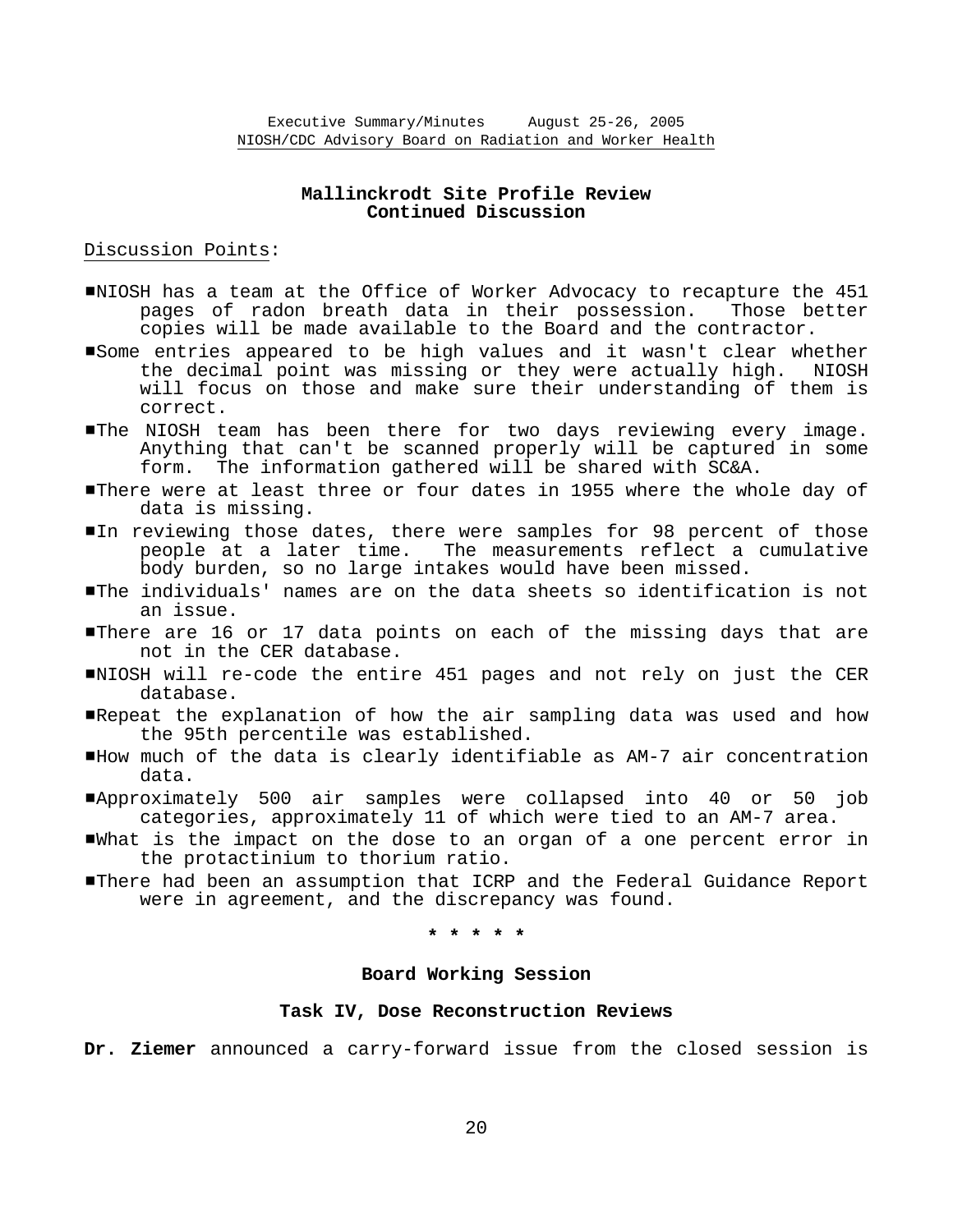## Mallinckrodt Site Profile Review
## Continued Discussion

Discussion Points:

- NIOSH has a team at the Office of Worker Advocacy to recapture the 451 pages of radon breath data in their possession. Those better copies will be made available to the Board and the contractor.
- Some entries appeared to be high values and it wasn't clear whether the decimal point was missing or they were actually high. NIOSH will focus on those and make sure their understanding of them is correct.
- The NIOSH team has been there for two days reviewing every image. Anything that can't be scanned properly will be captured in some form. The information gathered will be shared with SC&A.
- There were at least three or four dates in 1955 where the whole day of data is missing.
- In reviewing those dates, there were samples for 98 percent of those people at a later time. The measurements reflect a cumulative body burden, so no large intakes would have been missed.
- The individuals' names are on the data sheets so identification is not an issue.
- There are 16 or 17 data points on each of the missing days that are not in the CER database.
- NIOSH will re-code the entire 451 pages and not rely on just the CER database.
- Repeat the explanation of how the air sampling data was used and how the 95th percentile was established.
- How much of the data is clearly identifiable as AM-7 air concentration data.
- Approximately 500 air samples were collapsed into 40 or 50 job categories, approximately 11 of which were tied to an AM-7 area.
- What is the impact on the dose to an organ of a one percent error in the protactinium to thorium ratio.
- There had been an assumption that ICRP and the Federal Guidance Report were in agreement, and the discrepancy was found.

\* \* \* \* \*

## Board Working Session

### Task IV, Dose Reconstruction Reviews

**Dr. Ziemer** announced a carry-forward issue from the closed session is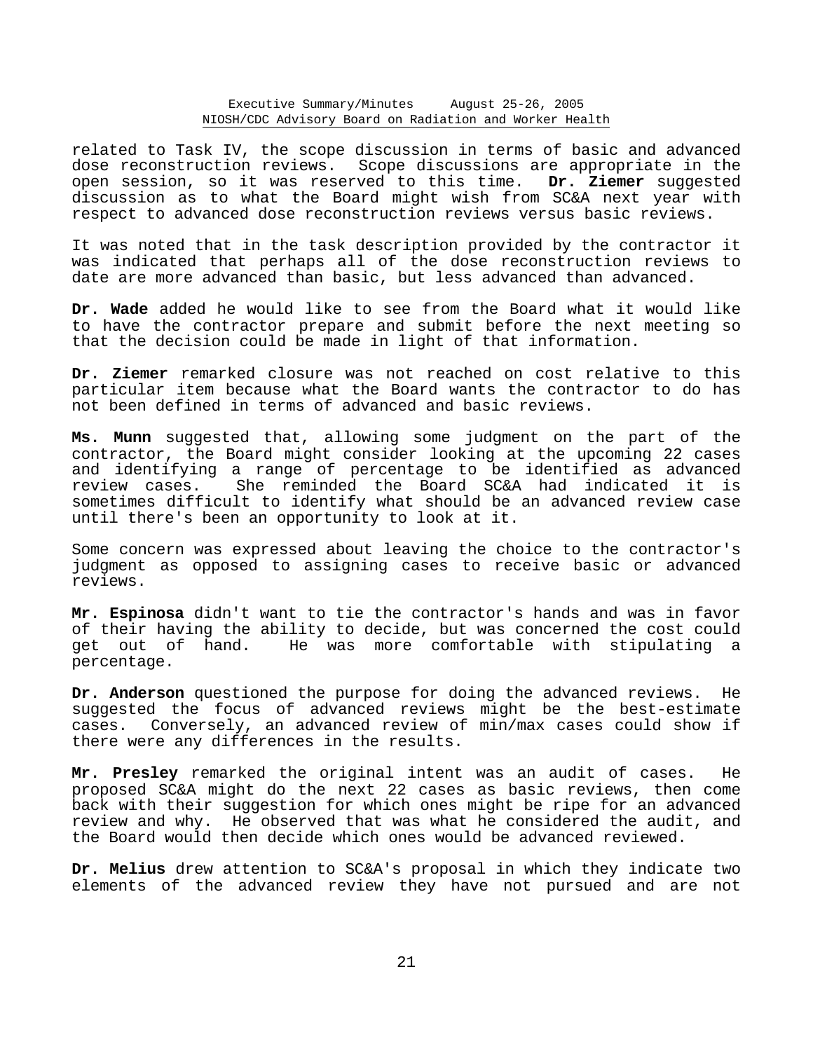related to Task IV, the scope discussion in terms of basic and advanced dose reconstruction reviews. Scope discussions are appropriate in the open session, so it was reserved to this time. **Dr. Ziemer** suggested discussion as to what the Board might wish from SC&A next year with respect to advanced dose reconstruction reviews versus basic reviews.

It was noted that in the task description provided by the contractor it was indicated that perhaps all of the dose reconstruction reviews to date are more advanced than basic, but less advanced than advanced.

**Dr. Wade** added he would like to see from the Board what it would like to have the contractor prepare and submit before the next meeting so that the decision could be made in light of that information.

**Dr. Ziemer** remarked closure was not reached on cost relative to this particular item because what the Board wants the contractor to do has not been defined in terms of advanced and basic reviews.

**Ms. Munn** suggested that, allowing some judgment on the part of the contractor, the Board might consider looking at the upcoming 22 cases and identifying a range of percentage to be identified as advanced review cases. She reminded the Board SC&A had indicated it is sometimes difficult to identify what should be an advanced review case until there's been an opportunity to look at it.

Some concern was expressed about leaving the choice to the contractor's judgment as opposed to assigning cases to receive basic or advanced reviews.

**Mr. Espinosa** didn't want to tie the contractor's hands and was in favor of their having the ability to decide, but was concerned the cost could get out of hand. He was more comfortable with stipulating a percentage.

**Dr. Anderson** questioned the purpose for doing the advanced reviews. He suggested the focus of advanced reviews might be the best-estimate cases. Conversely, an advanced review of min/max cases could show if there were any differences in the results.

**Mr. Presley** remarked the original intent was an audit of cases. He proposed SC&A might do the next 22 cases as basic reviews, then come back with their suggestion for which ones might be ripe for an advanced review and why. He observed that was what he considered the audit, and the Board would then decide which ones would be advanced reviewed.

**Dr. Melius** drew attention to SC&A's proposal in which they indicate two elements of the advanced review they have not pursued and are not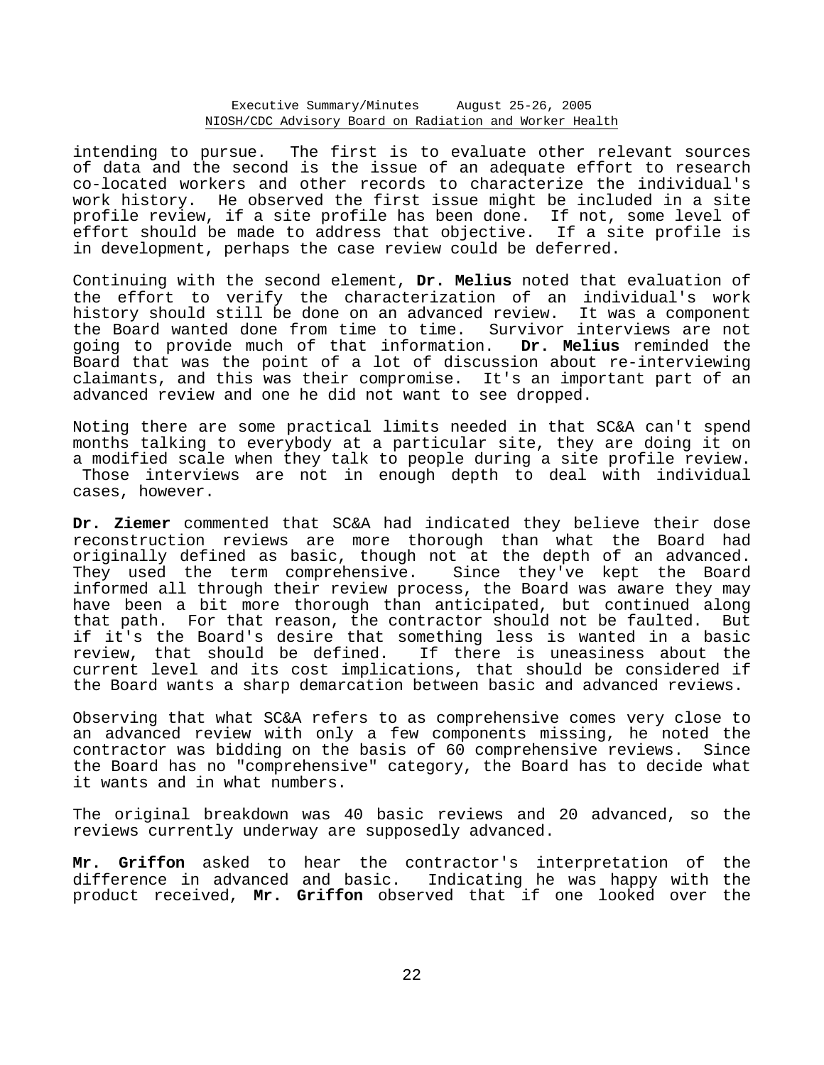intending to pursue. The first is to evaluate other relevant sources of data and the second is the issue of an adequate effort to research co-located workers and other records to characterize the individual's work history. He observed the first issue might be included in a site profile review, if a site profile has been done. If not, some level of effort should be made to address that objective. If a site profile is in development, perhaps the case review could be deferred.

Continuing with the second element, **Dr. Melius** noted that evaluation of the effort to verify the characterization of an individual's work history should still be done on an advanced review. It was a component the Board wanted done from time to time. Survivor interviews are not going to provide much of that information. **Dr. Melius** reminded the Board that was the point of a lot of discussion about re-interviewing claimants, and this was their compromise. It's an important part of an advanced review and one he did not want to see dropped.

Noting there are some practical limits needed in that SC&A can't spend months talking to everybody at a particular site, they are doing it on a modified scale when they talk to people during a site profile review. Those interviews are not in enough depth to deal with individual cases, however.

**Dr. Ziemer** commented that SC&A had indicated they believe their dose reconstruction reviews are more thorough than what the Board had originally defined as basic, though not at the depth of an advanced. They used the term comprehensive. Since they've kept the Board informed all through their review process, the Board was aware they may have been a bit more thorough than anticipated, but continued along that path. For that reason, the contractor should not be faulted. But if it's the Board's desire that something less is wanted in a basic review, that should be defined. If there is uneasiness about the current level and its cost implications, that should be considered if the Board wants a sharp demarcation between basic and advanced reviews.

Observing that what SC&A refers to as comprehensive comes very close to an advanced review with only a few components missing, he noted the contractor was bidding on the basis of 60 comprehensive reviews. Since the Board has no "comprehensive" category, the Board has to decide what it wants and in what numbers.

The original breakdown was 40 basic reviews and 20 advanced, so the reviews currently underway are supposedly advanced.

**Mr. Griffon** asked to hear the contractor's interpretation of the difference in advanced and basic. Indicating he was happy with the product received, **Mr. Griffon** observed that if one looked over the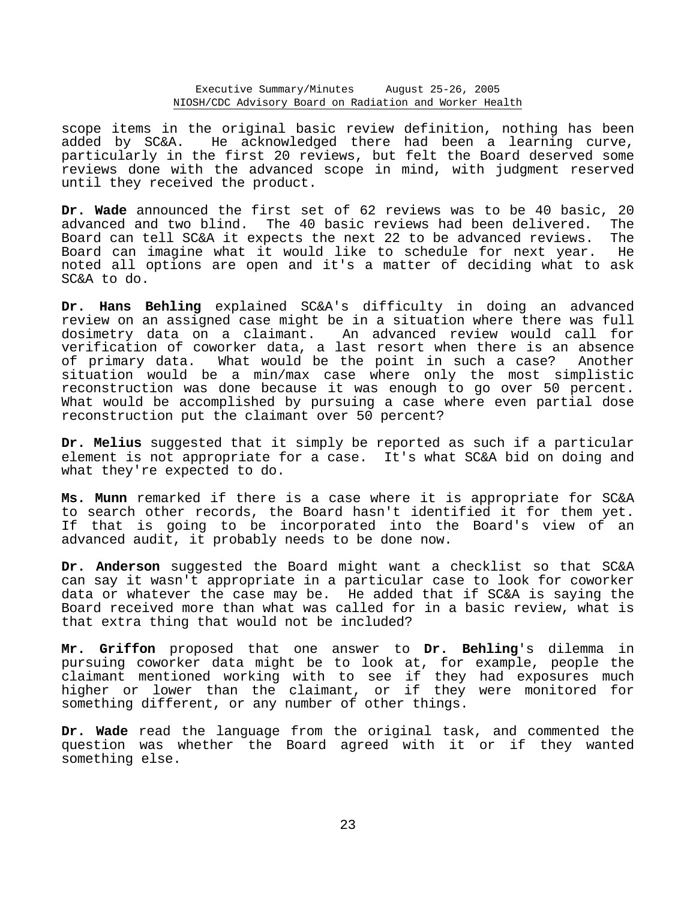scope items in the original basic review definition, nothing has been added by SC&A. He acknowledged there had been a learning curve, particularly in the first 20 reviews, but felt the Board deserved some reviews done with the advanced scope in mind, with judgment reserved until they received the product.

**Dr. Wade** announced the first set of 62 reviews was to be 40 basic, 20 advanced and two blind. The 40 basic reviews had been delivered. The Board can tell SC&A it expects the next 22 to be advanced reviews. The Board can imagine what it would like to schedule for next year. He noted all options are open and it's a matter of deciding what to ask SC&A to do.

**Dr. Hans Behling** explained SC&A's difficulty in doing an advanced review on an assigned case might be in a situation where there was full dosimetry data on a claimant. An advanced review would call for verification of coworker data, a last resort when there is an absence of primary data. What would be the point in such a case? Another situation would be a min/max case where only the most simplistic reconstruction was done because it was enough to go over 50 percent. What would be accomplished by pursuing a case where even partial dose reconstruction put the claimant over 50 percent?

**Dr. Melius** suggested that it simply be reported as such if a particular element is not appropriate for a case. It's what SC&A bid on doing and what they're expected to do.

**Ms. Munn** remarked if there is a case where it is appropriate for SC&A to search other records, the Board hasn't identified it for them yet. If that is going to be incorporated into the Board's view of an advanced audit, it probably needs to be done now.

**Dr. Anderson** suggested the Board might want a checklist so that SC&A can say it wasn't appropriate in a particular case to look for coworker data or whatever the case may be. He added that if SC&A is saying the Board received more than what was called for in a basic review, what is that extra thing that would not be included?

**Mr. Griffon** proposed that one answer to **Dr. Behling**'s dilemma in pursuing coworker data might be to look at, for example, people the claimant mentioned working with to see if they had exposures much higher or lower than the claimant, or if they were monitored for something different, or any number of other things.

**Dr. Wade** read the language from the original task, and commented the question was whether the Board agreed with it or if they wanted something else.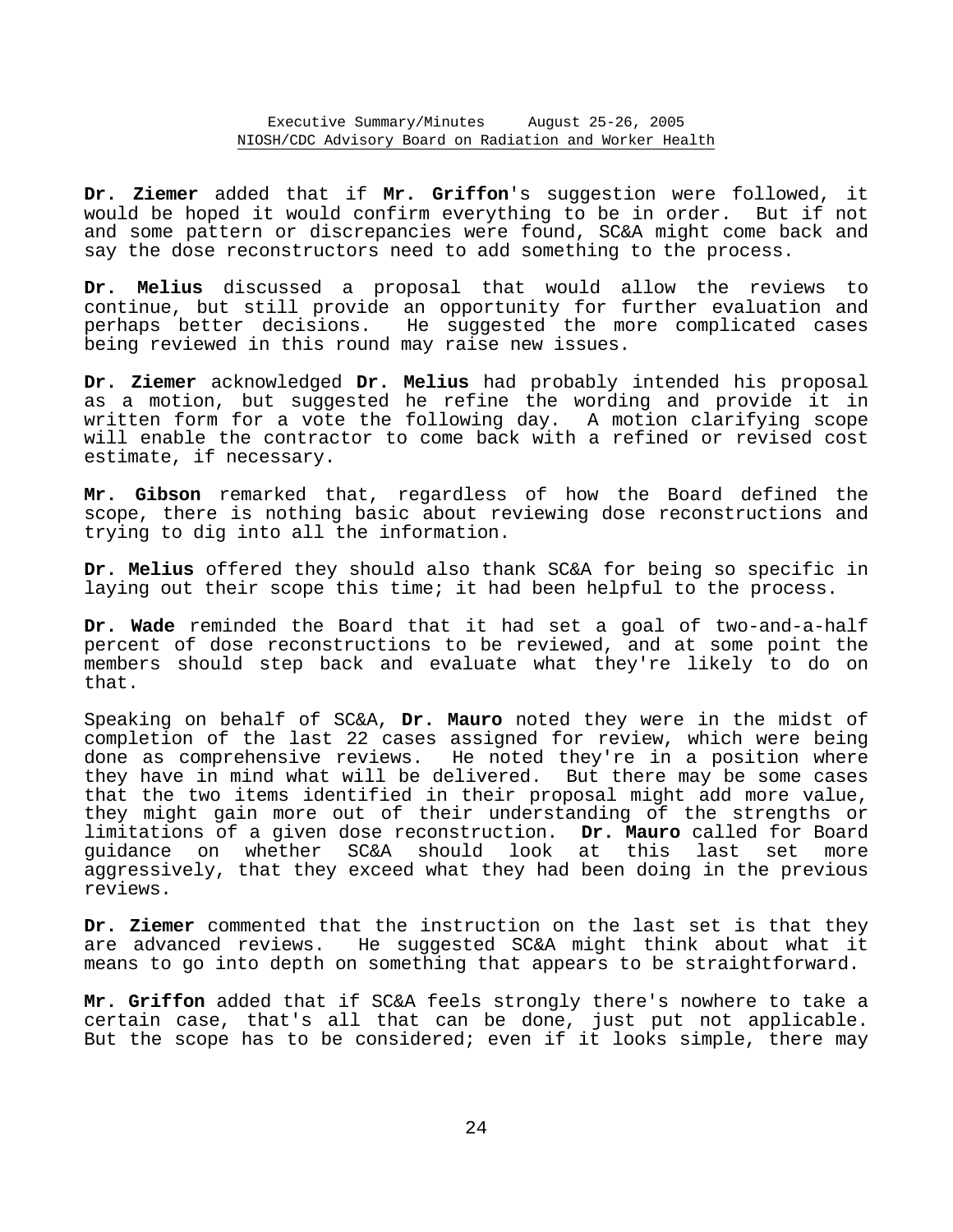**Dr. Ziemer** added that if **Mr. Griffon**'s suggestion were followed, it would be hoped it would confirm everything to be in order. But if not and some pattern or discrepancies were found, SC&A might come back and say the dose reconstructors need to add something to the process.

**Dr. Melius** discussed a proposal that would allow the reviews to continue, but still provide an opportunity for further evaluation and perhaps better decisions. He suggested the more complicated cases being reviewed in this round may raise new issues.

**Dr. Ziemer** acknowledged **Dr. Melius** had probably intended his proposal as a motion, but suggested he refine the wording and provide it in written form for a vote the following day. A motion clarifying scope will enable the contractor to come back with a refined or revised cost estimate, if necessary.

**Mr. Gibson** remarked that, regardless of how the Board defined the scope, there is nothing basic about reviewing dose reconstructions and trying to dig into all the information.

**Dr. Melius** offered they should also thank SC&A for being so specific in laying out their scope this time; it had been helpful to the process.

**Dr. Wade** reminded the Board that it had set a goal of two-and-a-half percent of dose reconstructions to be reviewed, and at some point the members should step back and evaluate what they're likely to do on that.

Speaking on behalf of SC&A, **Dr. Mauro** noted they were in the midst of completion of the last 22 cases assigned for review, which were being done as comprehensive reviews. He noted they're in a position where they have in mind what will be delivered. But there may be some cases that the two items identified in their proposal might add more value, they might gain more out of their understanding of the strengths or limitations of a given dose reconstruction. **Dr. Mauro** called for Board guidance on whether SC&A should look at this last set more aggressively, that they exceed what they had been doing in the previous reviews.

**Dr. Ziemer** commented that the instruction on the last set is that they are advanced reviews. He suggested SC&A might think about what it means to go into depth on something that appears to be straightforward.

**Mr. Griffon** added that if SC&A feels strongly there's nowhere to take a certain case, that's all that can be done, just put not applicable. But the scope has to be considered; even if it looks simple, there may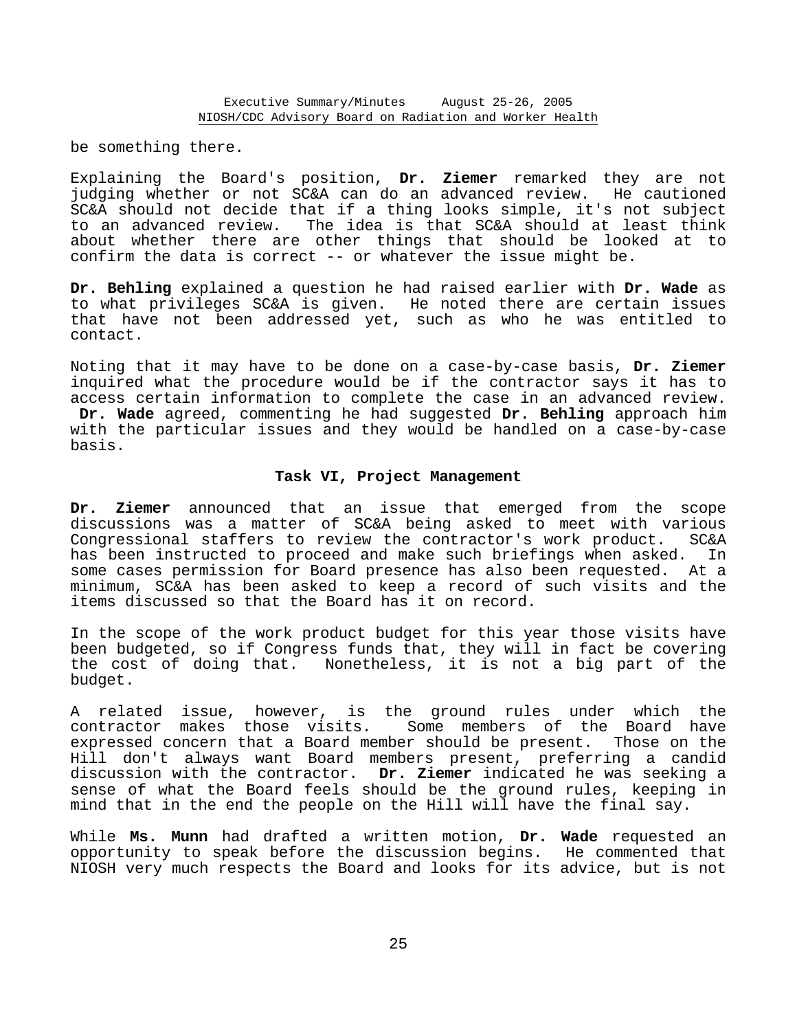be something there.

Explaining the Board's position, **Dr. Ziemer** remarked they are not judging whether or not SC&A can do an advanced review. He cautioned SC&A should not decide that if a thing looks simple, it's not subject to an advanced review. The idea is that SC&A should at least think about whether there are other things that should be looked at to confirm the data is correct -- or whatever the issue might be.

**Dr. Behling** explained a question he had raised earlier with **Dr. Wade** as to what privileges SC&A is given. He noted there are certain issues that have not been addressed yet, such as who he was entitled to contact.

Noting that it may have to be done on a case-by-case basis, **Dr. Ziemer** inquired what the procedure would be if the contractor says it has to access certain information to complete the case in an advanced review. **Dr. Wade** agreed, commenting he had suggested **Dr. Behling** approach him with the particular issues and they would be handled on a case-by-case basis.

### Task VI, Project Management

**Dr. Ziemer** announced that an issue that emerged from the scope discussions was a matter of SC&A being asked to meet with various Congressional staffers to review the contractor's work product. SC&A has been instructed to proceed and make such briefings when asked. In some cases permission for Board presence has also been requested. At a minimum, SC&A has been asked to keep a record of such visits and the items discussed so that the Board has it on record.

In the scope of the work product budget for this year those visits have been budgeted, so if Congress funds that, they will in fact be covering the cost of doing that. Nonetheless, it is not a big part of the budget.

A related issue, however, is the ground rules under which the contractor makes those visits. Some members of the Board have expressed concern that a Board member should be present. Those on the Hill don't always want Board members present, preferring a candid discussion with the contractor. **Dr. Ziemer** indicated he was seeking a sense of what the Board feels should be the ground rules, keeping in mind that in the end the people on the Hill will have the final say.

While **Ms. Munn** had drafted a written motion, **Dr. Wade** requested an opportunity to speak before the discussion begins. He commented that NIOSH very much respects the Board and looks for its advice, but is not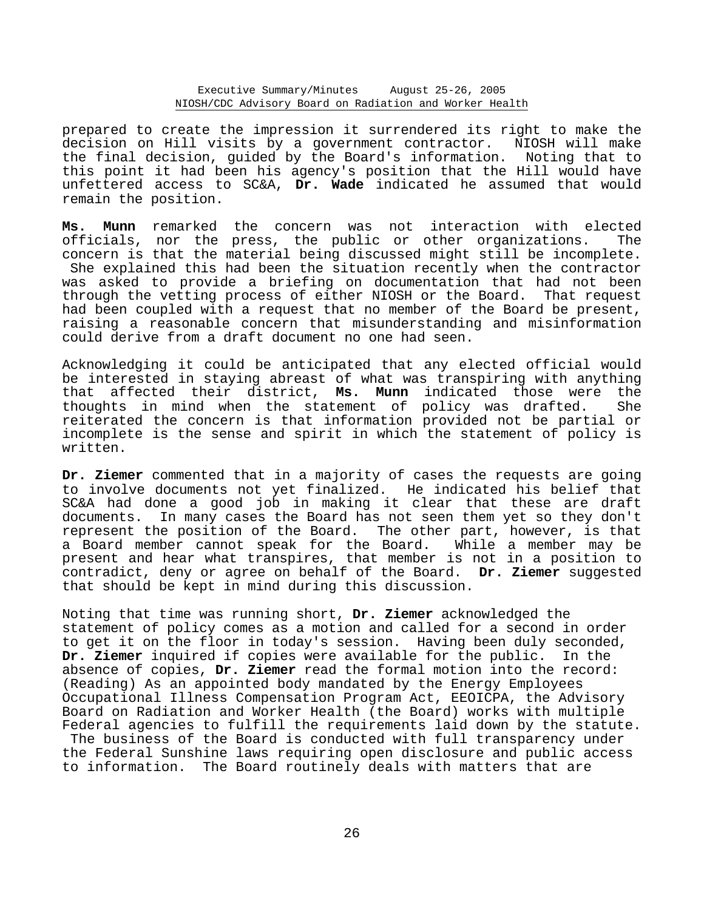prepared to create the impression it surrendered its right to make the decision on Hill visits by a government contractor. NIOSH will make the final decision, guided by the Board's information. Noting that to this point it had been his agency's position that the Hill would have unfettered access to SC&A, **Dr. Wade** indicated he assumed that would remain the position.

**Ms. Munn** remarked the concern was not interaction with elected officials, nor the press, the public or other organizations. The concern is that the material being discussed might still be incomplete. She explained this had been the situation recently when the contractor was asked to provide a briefing on documentation that had not been through the vetting process of either NIOSH or the Board. That request had been coupled with a request that no member of the Board be present, raising a reasonable concern that misunderstanding and misinformation could derive from a draft document no one had seen.

Acknowledging it could be anticipated that any elected official would be interested in staying abreast of what was transpiring with anything that affected their district, **Ms. Munn** indicated those were the thoughts in mind when the statement of policy was drafted. She reiterated the concern is that information provided not be partial or incomplete is the sense and spirit in which the statement of policy is written.

**Dr. Ziemer** commented that in a majority of cases the requests are going to involve documents not yet finalized. He indicated his belief that SC&A had done a good job in making it clear that these are draft documents. In many cases the Board has not seen them yet so they don't represent the position of the Board. The other part, however, is that a Board member cannot speak for the Board. While a member may be present and hear what transpires, that member is not in a position to contradict, deny or agree on behalf of the Board. **Dr. Ziemer** suggested that should be kept in mind during this discussion.

Noting that time was running short, **Dr. Ziemer** acknowledged the statement of policy comes as a motion and called for a second in order to get it on the floor in today's session. Having been duly seconded, **Dr. Ziemer** inquired if copies were available for the public. In the absence of copies, **Dr. Ziemer** read the formal motion into the record: (Reading) As an appointed body mandated by the Energy Employees Occupational Illness Compensation Program Act, EEOICPA, the Advisory Board on Radiation and Worker Health (the Board) works with multiple Federal agencies to fulfill the requirements laid down by the statute. The business of the Board is conducted with full transparency under the Federal Sunshine laws requiring open disclosure and public access to information. The Board routinely deals with matters that are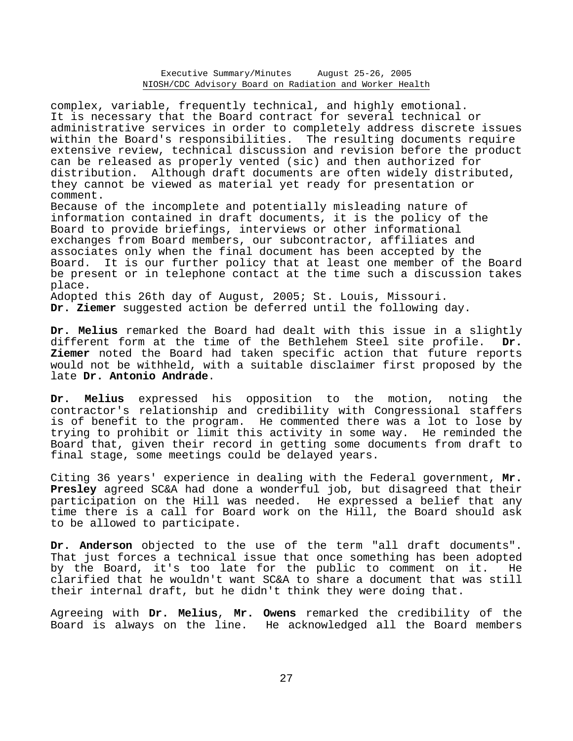complex, variable, frequently technical, and highly emotional. It is necessary that the Board contract for several technical or administrative services in order to completely address discrete issues within the Board's responsibilities. The resulting documents require extensive review, technical discussion and revision before the product can be released as properly vented (sic) and then authorized for distribution. Although draft documents are often widely distributed, they cannot be viewed as material yet ready for presentation or comment.

Because of the incomplete and potentially misleading nature of information contained in draft documents, it is the policy of the Board to provide briefings, interviews or other informational exchanges from Board members, our subcontractor, affiliates and associates only when the final document has been accepted by the Board. It is our further policy that at least one member of the Board be present or in telephone contact at the time such a discussion takes place.

Adopted this 26th day of August, 2005; St. Louis, Missouri.

**Dr. Ziemer** suggested action be deferred until the following day.

**Dr. Melius** remarked the Board had dealt with this issue in a slightly different form at the time of the Bethlehem Steel site profile. **Dr. Ziemer** noted the Board had taken specific action that future reports would not be withheld, with a suitable disclaimer first proposed by the late **Dr. Antonio Andrade**.

**Dr. Melius** expressed his opposition to the motion, noting the contractor's relationship and credibility with Congressional staffers is of benefit to the program. He commented there was a lot to lose by trying to prohibit or limit this activity in some way. He reminded the Board that, given their record in getting some documents from draft to final stage, some meetings could be delayed years.

Citing 36 years' experience in dealing with the Federal government, **Mr. Presley** agreed SC&A had done a wonderful job, but disagreed that their participation on the Hill was needed. He expressed a belief that any time there is a call for Board work on the Hill, the Board should ask to be allowed to participate.

**Dr. Anderson** objected to the use of the term "all draft documents". That just forces a technical issue that once something has been adopted by the Board, it's too late for the public to comment on it. He clarified that he wouldn't want SC&A to share a document that was still their internal draft, but he didn't think they were doing that.

Agreeing with **Dr. Melius**, **Mr. Owens** remarked the credibility of the Board is always on the line. He acknowledged all the Board members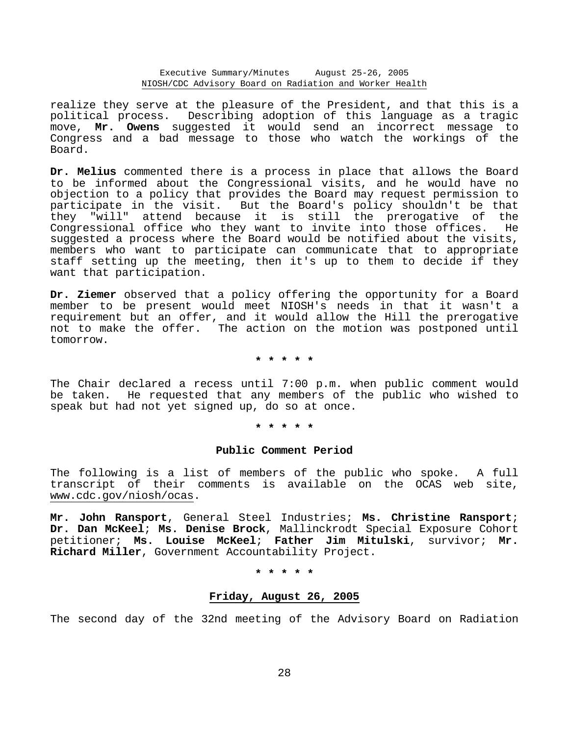realize they serve at the pleasure of the President, and that this is a political process. Describing adoption of this language as a tragic move, **Mr. Owens** suggested it would send an incorrect message to Congress and a bad message to those who watch the workings of the Board.

**Dr. Melius** commented there is a process in place that allows the Board to be informed about the Congressional visits, and he would have no objection to a policy that provides the Board may request permission to participate in the visit. But the Board's policy shouldn't be that they "will" attend because it is still the prerogative of the Congressional office who they want to invite into those offices. He suggested a process where the Board would be notified about the visits, members who want to participate can communicate that to appropriate staff setting up the meeting, then it's up to them to decide if they want that participation.

**Dr. Ziemer** observed that a policy offering the opportunity for a Board member to be present would meet NIOSH's needs in that it wasn't a requirement but an offer, and it would allow the Hill the prerogative not to make the offer. The action on the motion was postponed until tomorrow.

* * * * *

The Chair declared a recess until 7:00 p.m. when public comment would be taken. He requested that any members of the public who wished to speak but had not yet signed up, do so at once.

* * * * *

**Public Comment Period**

The following is a list of members of the public who spoke. A full transcript of their comments is available on the OCAS web site, www.cdc.gov/niosh/ocas.

**Mr. John Ransport**, General Steel Industries; **Ms. Christine Ransport**; **Dr. Dan McKeel**; **Ms. Denise Brock**, Mallinckrodt Special Exposure Cohort petitioner; **Ms. Louise McKeel**; **Father Jim Mitulski**, survivor; **Mr. Richard Miller**, Government Accountability Project.

* * * * *

**Friday, August 26, 2005**

The second day of the 32nd meeting of the Advisory Board on Radiation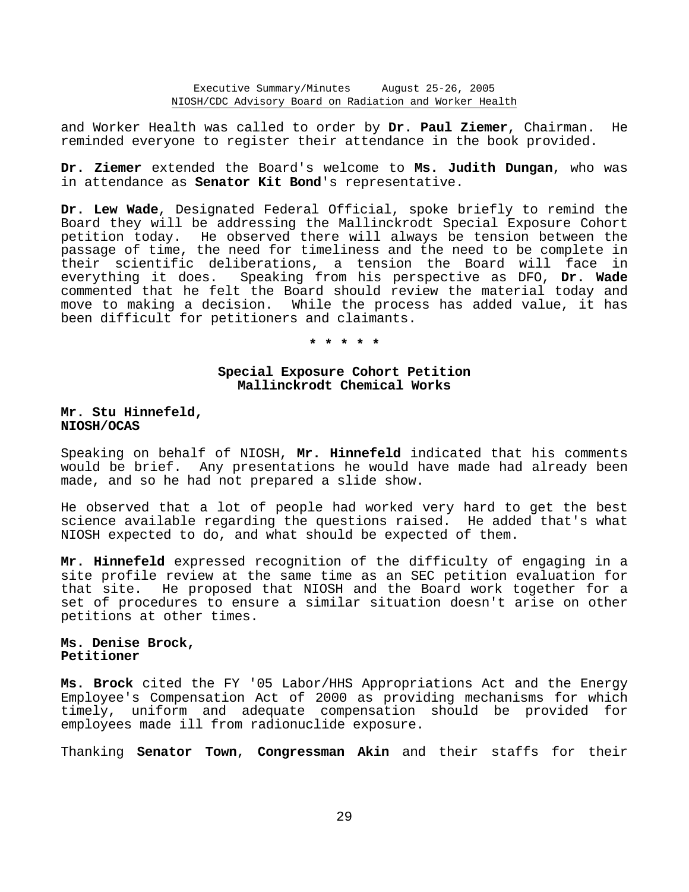and Worker Health was called to order by **Dr. Paul Ziemer**, Chairman. He reminded everyone to register their attendance in the book provided.

**Dr. Ziemer** extended the Board's welcome to **Ms. Judith Dungan**, who was in attendance as **Senator Kit Bond**'s representative.

**Dr. Lew Wade**, Designated Federal Official, spoke briefly to remind the Board they will be addressing the Mallinckrodt Special Exposure Cohort petition today. He observed there will always be tension between the passage of time, the need for timeliness and the need to be complete in their scientific deliberations, a tension the Board will face in everything it does. Speaking from his perspective as DFO, **Dr. Wade** commented that he felt the Board should review the material today and move to making a decision. While the process has added value, it has been difficult for petitioners and claimants.

**\* \* \* \* \***

## Special Exposure Cohort Petition
## Mallinckrodt Chemical Works

**Mr. Stu Hinnefeld,**
**NIOSH/OCAS**

Speaking on behalf of NIOSH, **Mr. Hinnefeld** indicated that his comments would be brief. Any presentations he would have made had already been made, and so he had not prepared a slide show.

He observed that a lot of people had worked very hard to get the best science available regarding the questions raised. He added that's what NIOSH expected to do, and what should be expected of them.

**Mr. Hinnefeld** expressed recognition of the difficulty of engaging in a site profile review at the same time as an SEC petition evaluation for that site. He proposed that NIOSH and the Board work together for a set of procedures to ensure a similar situation doesn't arise on other petitions at other times.

**Ms. Denise Brock,**
**Petitioner**

**Ms. Brock** cited the FY '05 Labor/HHS Appropriations Act and the Energy Employee's Compensation Act of 2000 as providing mechanisms for which timely, uniform and adequate compensation should be provided for employees made ill from radionuclide exposure.

Thanking **Senator Town**, **Congressman Akin** and their staffs for their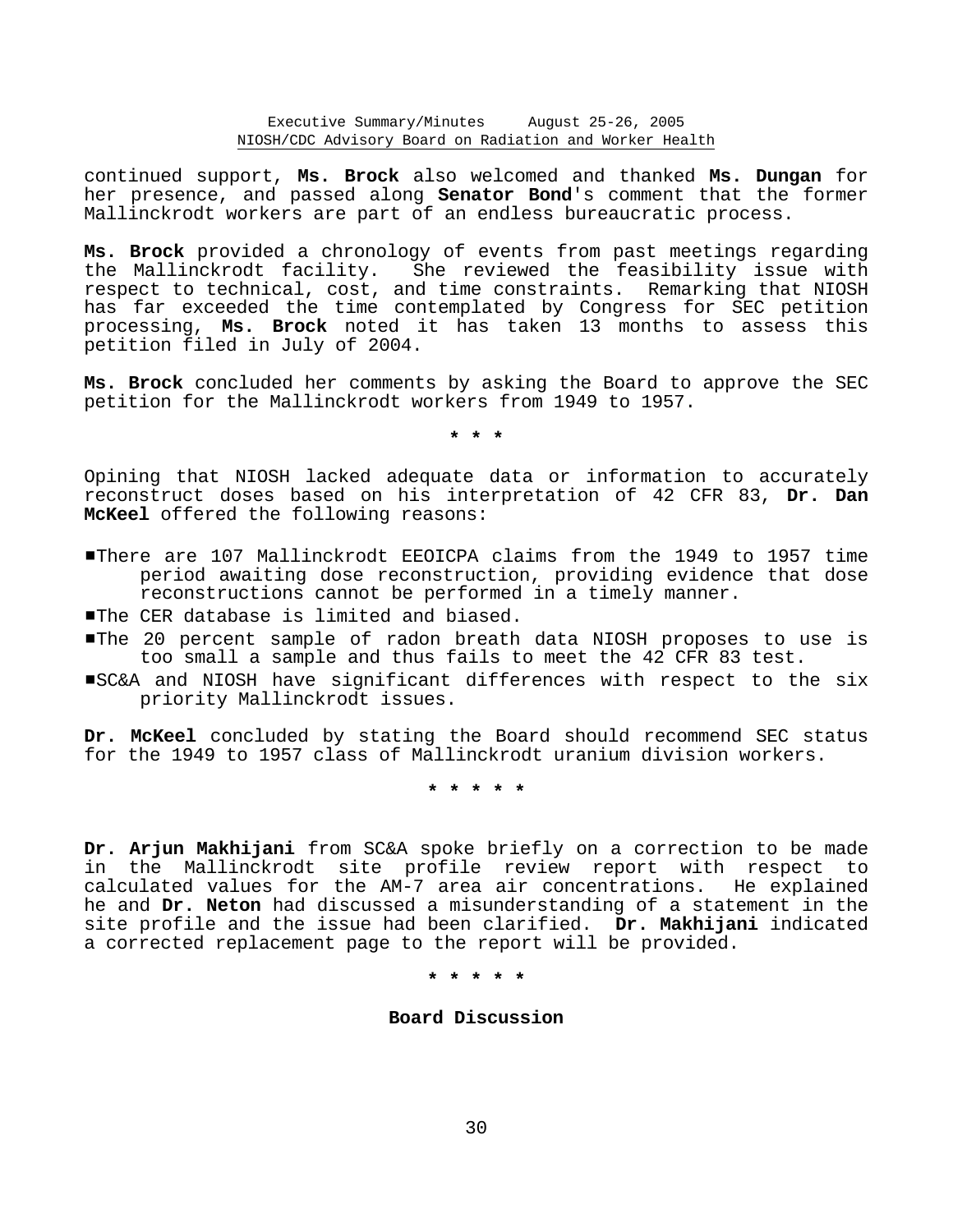continued support, **Ms. Brock** also welcomed and thanked **Ms. Dungan** for her presence, and passed along **Senator Bond**'s comment that the former Mallinckrodt workers are part of an endless bureaucratic process.

**Ms. Brock** provided a chronology of events from past meetings regarding the Mallinckrodt facility. She reviewed the feasibility issue with respect to technical, cost, and time constraints. Remarking that NIOSH has far exceeded the time contemplated by Congress for SEC petition processing, **Ms. Brock** noted it has taken 13 months to assess this petition filed in July of 2004.

**Ms. Brock** concluded her comments by asking the Board to approve the SEC petition for the Mallinckrodt workers from 1949 to 1957.

* * *

Opining that NIOSH lacked adequate data or information to accurately reconstruct doses based on his interpretation of 42 CFR 83, **Dr. Dan McKeel** offered the following reasons:

- There are 107 Mallinckrodt EEOICPA claims from the 1949 to 1957 time period awaiting dose reconstruction, providing evidence that dose reconstructions cannot be performed in a timely manner.
- The CER database is limited and biased.
- The 20 percent sample of radon breath data NIOSH proposes to use is too small a sample and thus fails to meet the 42 CFR 83 test.
- SC&A and NIOSH have significant differences with respect to the six priority Mallinckrodt issues.

**Dr. McKeel** concluded by stating the Board should recommend SEC status for the 1949 to 1957 class of Mallinckrodt uranium division workers.

* * * * *

**Dr. Arjun Makhijani** from SC&A spoke briefly on a correction to be made in the Mallinckrodt site profile review report with respect to calculated values for the AM-7 area air concentrations. He explained he and **Dr. Neton** had discussed a misunderstanding of a statement in the site profile and the issue had been clarified. **Dr. Makhijani** indicated a corrected replacement page to the report will be provided.

* * * * *

**Board Discussion**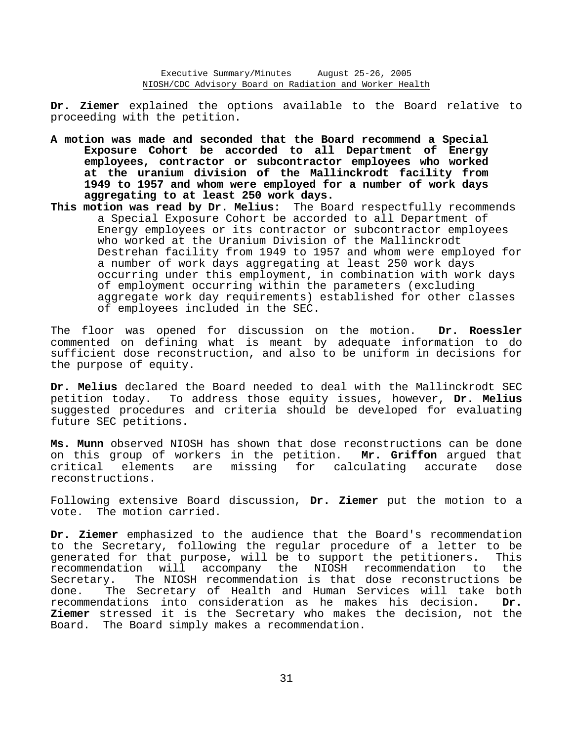**Dr. Ziemer** explained the options available to the Board relative to proceeding with the petition.

**A motion was made and seconded that the Board recommend a Special Exposure Cohort be accorded to all Department of Energy employees, contractor or subcontractor employees who worked at the uranium division of the Mallinckrodt facility from 1949 to 1957 and whom were employed for a number of work days aggregating to at least 250 work days.**

**This motion was read by Dr. Melius:** The Board respectfully recommends a Special Exposure Cohort be accorded to all Department of Energy employees or its contractor or subcontractor employees who worked at the Uranium Division of the Mallinckrodt Destrehan facility from 1949 to 1957 and whom were employed for a number of work days aggregating at least 250 work days occurring under this employment, in combination with work days of employment occurring within the parameters (excluding aggregate work day requirements) established for other classes of employees included in the SEC.

The floor was opened for discussion on the motion. **Dr. Roessler** commented on defining what is meant by adequate information to do sufficient dose reconstruction, and also to be uniform in decisions for the purpose of equity.

**Dr. Melius** declared the Board needed to deal with the Mallinckrodt SEC petition today. To address those equity issues, however, **Dr. Melius** suggested procedures and criteria should be developed for evaluating future SEC petitions.

**Ms. Munn** observed NIOSH has shown that dose reconstructions can be done on this group of workers in the petition. **Mr. Griffon** argued that critical elements are missing for calculating accurate dose reconstructions.

Following extensive Board discussion, **Dr. Ziemer** put the motion to a vote. The motion carried.

**Dr. Ziemer** emphasized to the audience that the Board's recommendation to the Secretary, following the regular procedure of a letter to be generated for that purpose, will be to support the petitioners. This recommendation will accompany the NIOSH recommendation to the Secretary. The NIOSH recommendation is that dose reconstructions be done. The Secretary of Health and Human Services will take both recommendations into consideration as he makes his decision. **Dr. Ziemer** stressed it is the Secretary who makes the decision, not the Board. The Board simply makes a recommendation.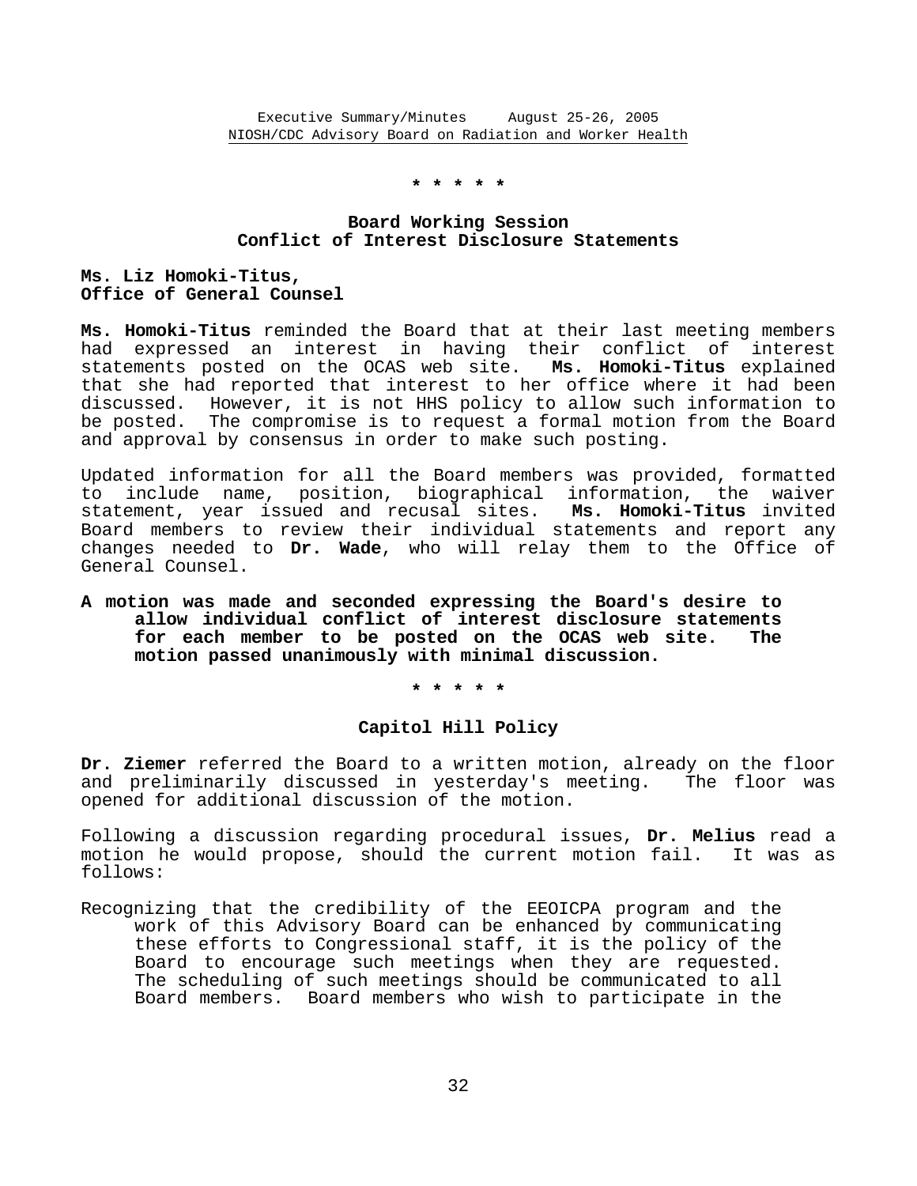\* \* \* \* \*

## Board Working Session
## Conflict of Interest Disclosure Statements

**Ms. Liz Homoki-Titus,**
**Office of General Counsel**

**Ms. Homoki-Titus** reminded the Board that at their last meeting members had expressed an interest in having their conflict of interest statements posted on the OCAS web site. **Ms. Homoki-Titus** explained that she had reported that interest to her office where it had been discussed. However, it is not HHS policy to allow such information to be posted. The compromise is to request a formal motion from the Board and approval by consensus in order to make such posting.

Updated information for all the Board members was provided, formatted to include name, position, biographical information, the waiver statement, year issued and recusal sites. **Ms. Homoki-Titus** invited Board members to review their individual statements and report any changes needed to **Dr. Wade**, who will relay them to the Office of General Counsel.

**A motion was made and seconded expressing the Board's desire to allow individual conflict of interest disclosure statements for each member to be posted on the OCAS web site. The motion passed unanimously with minimal discussion.**

\* \* \* \* \*

## Capitol Hill Policy

**Dr. Ziemer** referred the Board to a written motion, already on the floor and preliminarily discussed in yesterday's meeting. The floor was opened for additional discussion of the motion.

Following a discussion regarding procedural issues, **Dr. Melius** read a motion he would propose, should the current motion fail. It was as follows:

> Recognizing that the credibility of the EEOICPA program and the work of this Advisory Board can be enhanced by communicating these efforts to Congressional staff, it is the policy of the Board to encourage such meetings when they are requested. The scheduling of such meetings should be communicated to all Board members. Board members who wish to participate in the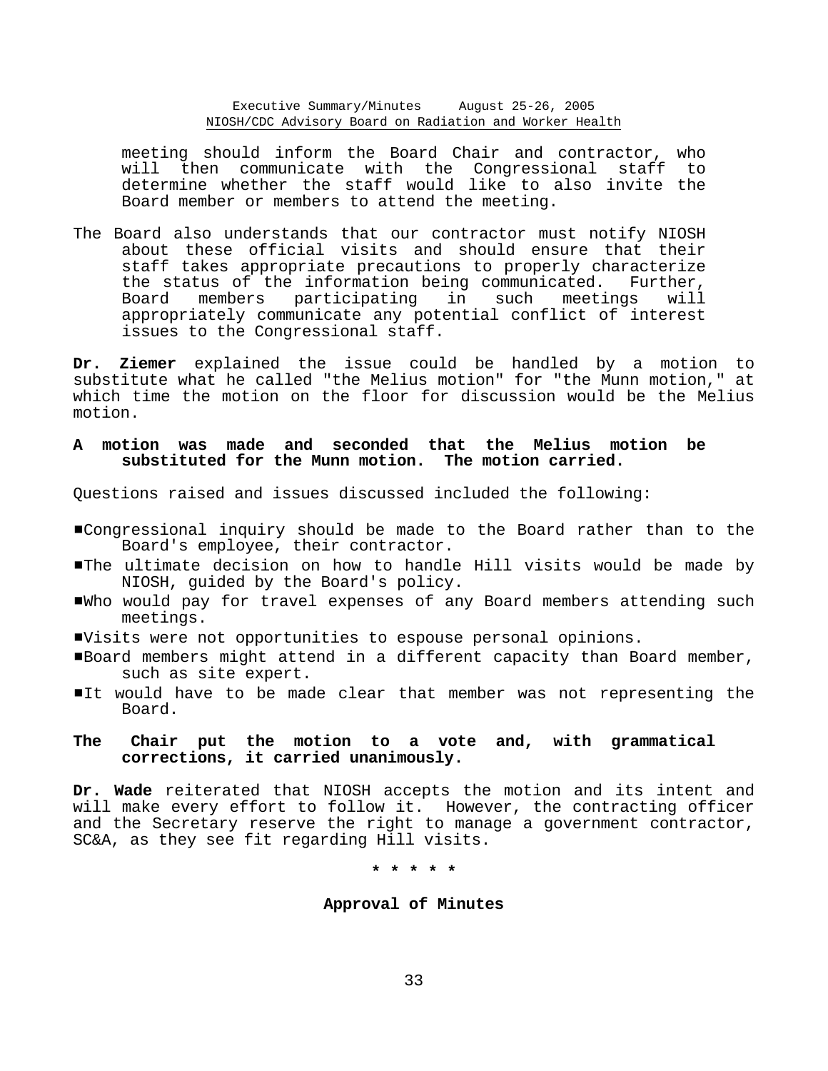meeting should inform the Board Chair and contractor, who will then communicate with the Congressional staff to determine whether the staff would like to also invite the Board member or members to attend the meeting.

The Board also understands that our contractor must notify NIOSH about these official visits and should ensure that their staff takes appropriate precautions to properly characterize the status of the information being communicated. Further, Board members participating in such meetings will appropriately communicate any potential conflict of interest issues to the Congressional staff.

**Dr. Ziemer** explained the issue could be handled by a motion to substitute what he called "the Melius motion" for "the Munn motion," at which time the motion on the floor for discussion would be the Melius motion.

**A motion was made and seconded that the Melius motion be substituted for the Munn motion. The motion carried.**

Questions raised and issues discussed included the following:

- Congressional inquiry should be made to the Board rather than to the Board's employee, their contractor.
- The ultimate decision on how to handle Hill visits would be made by NIOSH, guided by the Board's policy.
- Who would pay for travel expenses of any Board members attending such meetings.
- Visits were not opportunities to espouse personal opinions.
- Board members might attend in a different capacity than Board member, such as site expert.
- It would have to be made clear that member was not representing the Board.

**The Chair put the motion to a vote and, with grammatical corrections, it carried unanimously.**

**Dr. Wade** reiterated that NIOSH accepts the motion and its intent and will make every effort to follow it. However, the contracting officer and the Secretary reserve the right to manage a government contractor, SC&A, as they see fit regarding Hill visits.

**\* \* \* \* \***

**Approval of Minutes**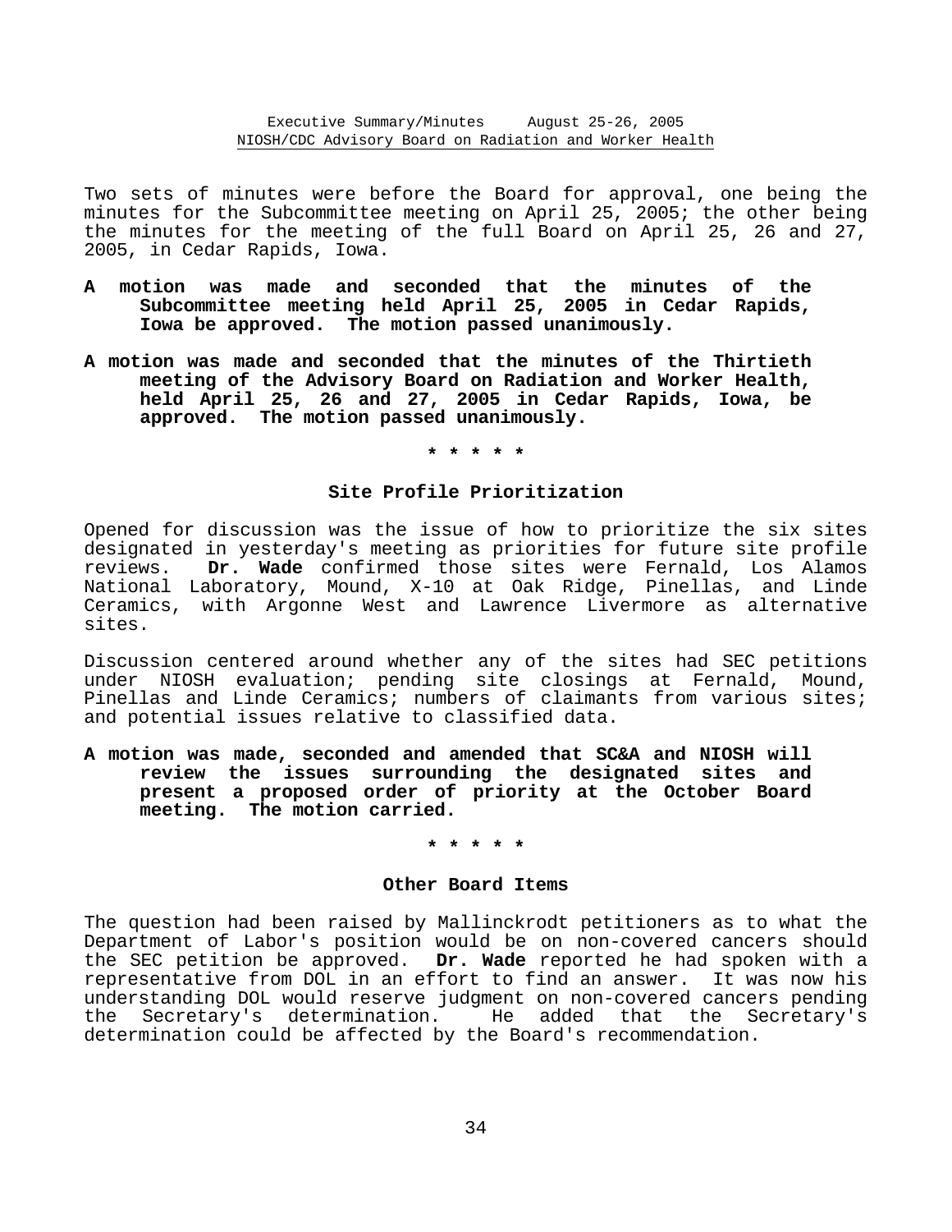Two sets of minutes were before the Board for approval, one being the minutes for the Subcommittee meeting on April 25, 2005; the other being the minutes for the meeting of the full Board on April 25, 26 and 27, 2005, in Cedar Rapids, Iowa.

**A motion was made and seconded that the minutes of the Subcommittee meeting held April 25, 2005 in Cedar Rapids, Iowa be approved. The motion passed unanimously.**

**A motion was made and seconded that the minutes of the Thirtieth meeting of the Advisory Board on Radiation and Worker Health, held April 25, 26 and 27, 2005 in Cedar Rapids, Iowa, be approved. The motion passed unanimously.**

**\* \* \* \* \***

### Site Profile Prioritization

Opened for discussion was the issue of how to prioritize the six sites designated in yesterday's meeting as priorities for future site profile reviews. **Dr. Wade** confirmed those sites were Fernald, Los Alamos National Laboratory, Mound, X-10 at Oak Ridge, Pinellas, and Linde Ceramics, with Argonne West and Lawrence Livermore as alternative sites.

Discussion centered around whether any of the sites had SEC petitions under NIOSH evaluation; pending site closings at Fernald, Mound, Pinellas and Linde Ceramics; numbers of claimants from various sites; and potential issues relative to classified data.

**A motion was made, seconded and amended that SC&A and NIOSH will review the issues surrounding the designated sites and present a proposed order of priority at the October Board meeting. The motion carried.**

**\* \* \* \* \***

### Other Board Items

The question had been raised by Mallinckrodt petitioners as to what the Department of Labor's position would be on non-covered cancers should the SEC petition be approved. **Dr. Wade** reported he had spoken with a representative from DOL in an effort to find an answer. It was now his understanding DOL would reserve judgment on non-covered cancers pending the Secretary's determination. He added that the Secretary's determination could be affected by the Board's recommendation.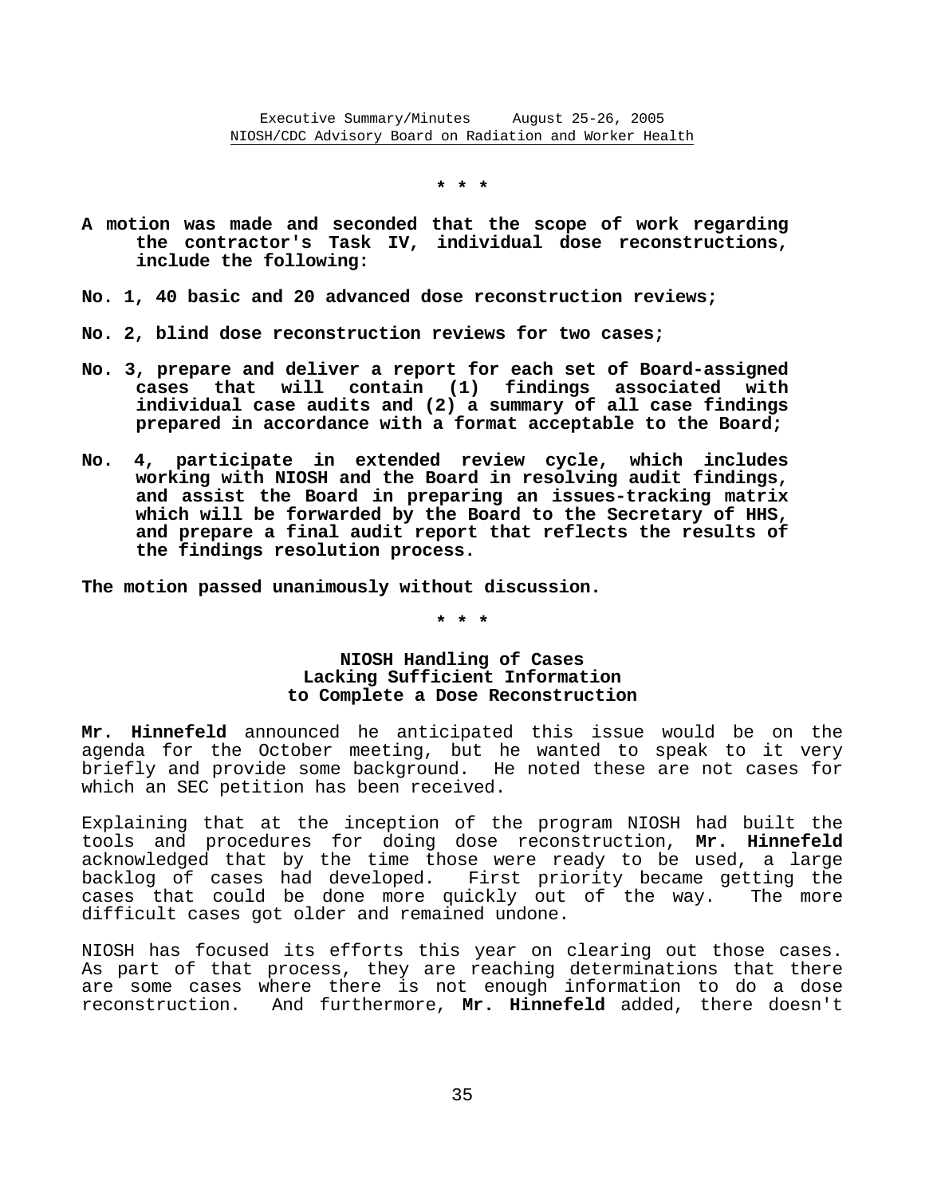\* \* \*

**A motion was made and seconded that the scope of work regarding the contractor's Task IV, individual dose reconstructions, include the following:**

**No. 1, 40 basic and 20 advanced dose reconstruction reviews;**

**No. 2, blind dose reconstruction reviews for two cases;**

**No. 3, prepare and deliver a report for each set of Board-assigned cases that will contain (1) findings associated with individual case audits and (2) a summary of all case findings prepared in accordance with a format acceptable to the Board;**

**No. 4, participate in extended review cycle, which includes working with NIOSH and the Board in resolving audit findings, and assist the Board in preparing an issues-tracking matrix which will be forwarded by the Board to the Secretary of HHS, and prepare a final audit report that reflects the results of the findings resolution process.**

**The motion passed unanimously without discussion.**

\* \* \*

### NIOSH Handling of Cases Lacking Sufficient Information to Complete a Dose Reconstruction

**Mr. Hinnefeld** announced he anticipated this issue would be on the agenda for the October meeting, but he wanted to speak to it very briefly and provide some background. He noted these are not cases for which an SEC petition has been received.

Explaining that at the inception of the program NIOSH had built the tools and procedures for doing dose reconstruction, **Mr. Hinnefeld** acknowledged that by the time those were ready to be used, a large backlog of cases had developed. First priority became getting the cases that could be done more quickly out of the way. The more difficult cases got older and remained undone.

NIOSH has focused its efforts this year on clearing out those cases. As part of that process, they are reaching determinations that there are some cases where there is not enough information to do a dose reconstruction. And furthermore, **Mr. Hinnefeld** added, there doesn't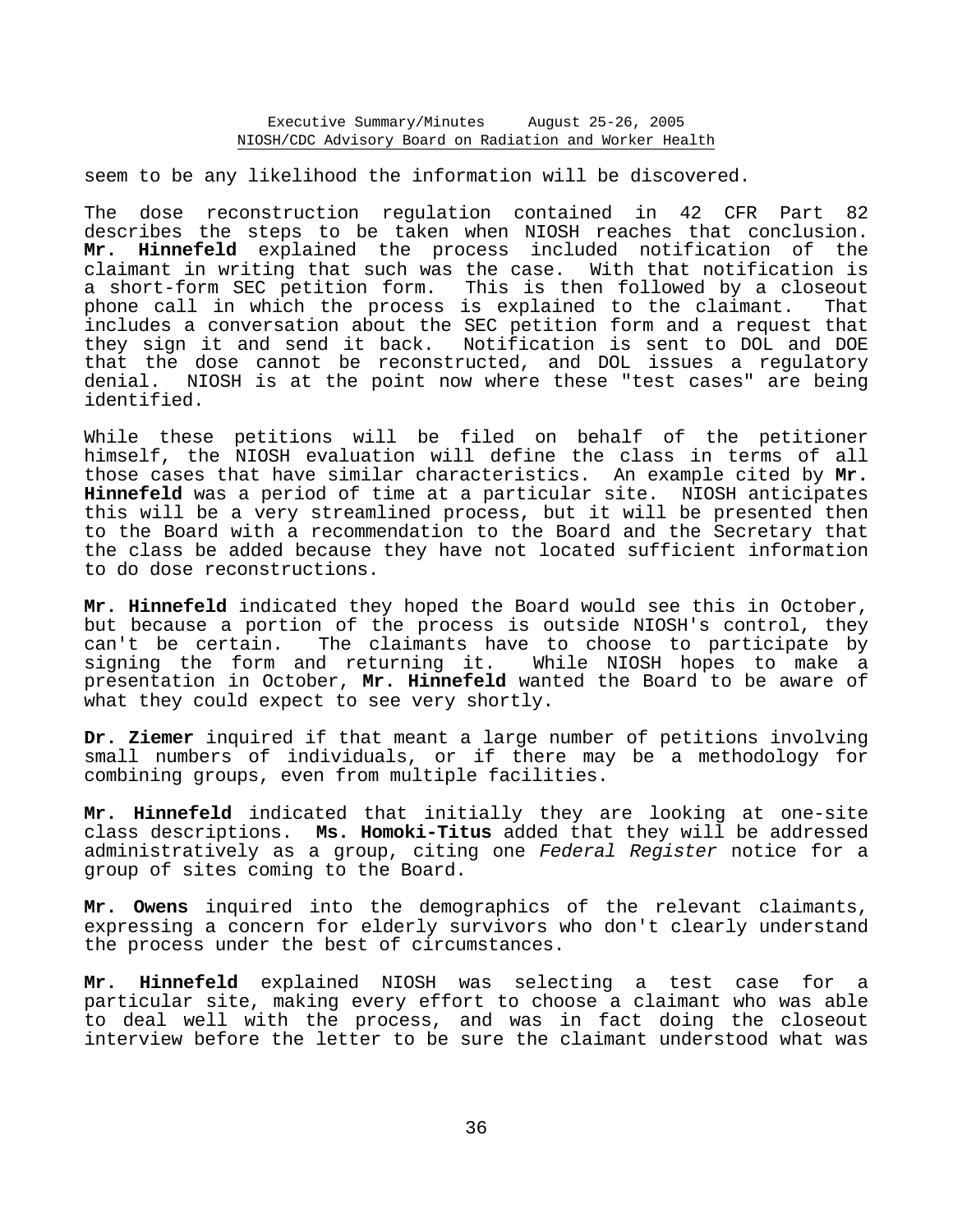seem to be any likelihood the information will be discovered.

The dose reconstruction regulation contained in 42 CFR Part 82 describes the steps to be taken when NIOSH reaches that conclusion. **Mr. Hinnefeld** explained the process included notification of the claimant in writing that such was the case. With that notification is a short-form SEC petition form. This is then followed by a closeout phone call in which the process is explained to the claimant. That includes a conversation about the SEC petition form and a request that they sign it and send it back. Notification is sent to DOL and DOE that the dose cannot be reconstructed, and DOL issues a regulatory denial. NIOSH is at the point now where these "test cases" are being identified.

While these petitions will be filed on behalf of the petitioner himself, the NIOSH evaluation will define the class in terms of all those cases that have similar characteristics. An example cited by **Mr. Hinnefeld** was a period of time at a particular site. NIOSH anticipates this will be a very streamlined process, but it will be presented then to the Board with a recommendation to the Board and the Secretary that the class be added because they have not located sufficient information to do dose reconstructions.

**Mr. Hinnefeld** indicated they hoped the Board would see this in October, but because a portion of the process is outside NIOSH's control, they can't be certain. The claimants have to choose to participate by signing the form and returning it. While NIOSH hopes to make a presentation in October, **Mr. Hinnefeld** wanted the Board to be aware of what they could expect to see very shortly.

**Dr. Ziemer** inquired if that meant a large number of petitions involving small numbers of individuals, or if there may be a methodology for combining groups, even from multiple facilities.

**Mr. Hinnefeld** indicated that initially they are looking at one-site class descriptions. **Ms. Homoki-Titus** added that they will be addressed administratively as a group, citing one *Federal Register* notice for a group of sites coming to the Board.

**Mr. Owens** inquired into the demographics of the relevant claimants, expressing a concern for elderly survivors who don't clearly understand the process under the best of circumstances.

**Mr. Hinnefeld** explained NIOSH was selecting a test case for a particular site, making every effort to choose a claimant who was able to deal well with the process, and was in fact doing the closeout interview before the letter to be sure the claimant understood what was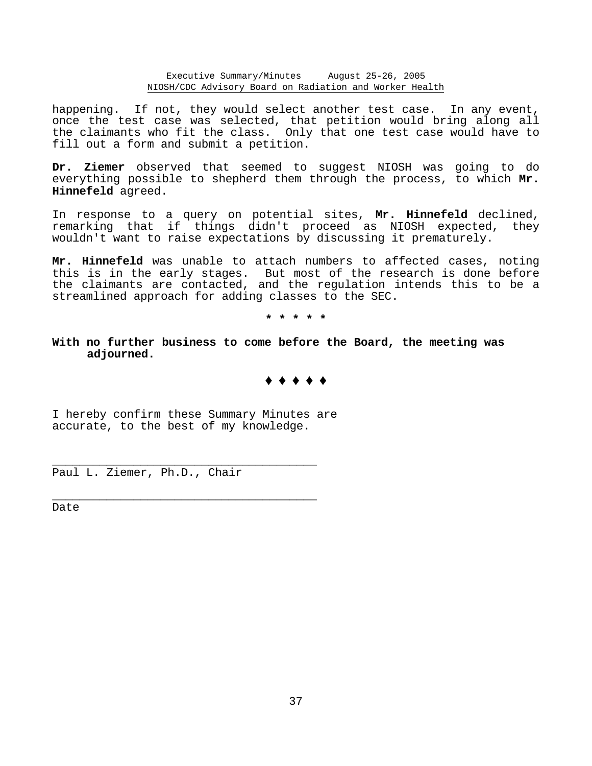happening. If not, they would select another test case. In any event, once the test case was selected, that petition would bring along all the claimants who fit the class. Only that one test case would have to fill out a form and submit a petition.

**Dr. Ziemer** observed that seemed to suggest NIOSH was going to do everything possible to shepherd them through the process, to which **Mr. Hinnefeld** agreed.

In response to a query on potential sites, **Mr. Hinnefeld** declined, remarking that if things didn't proceed as NIOSH expected, they wouldn't want to raise expectations by discussing it prematurely.

**Mr. Hinnefeld** was unable to attach numbers to affected cases, noting this is in the early stages. But most of the research is done before the claimants are contacted, and the regulation intends this to be a streamlined approach for adding classes to the SEC.

**\* \* \* \* \***

**With no further business to come before the Board, the meeting was adjourned.**

♦ ♦ ♦ ♦ ♦

I hereby confirm these Summary Minutes are accurate, to the best of my knowledge.

_______________________________________

Paul L. Ziemer, Ph.D., Chair

_______________________________________

Date